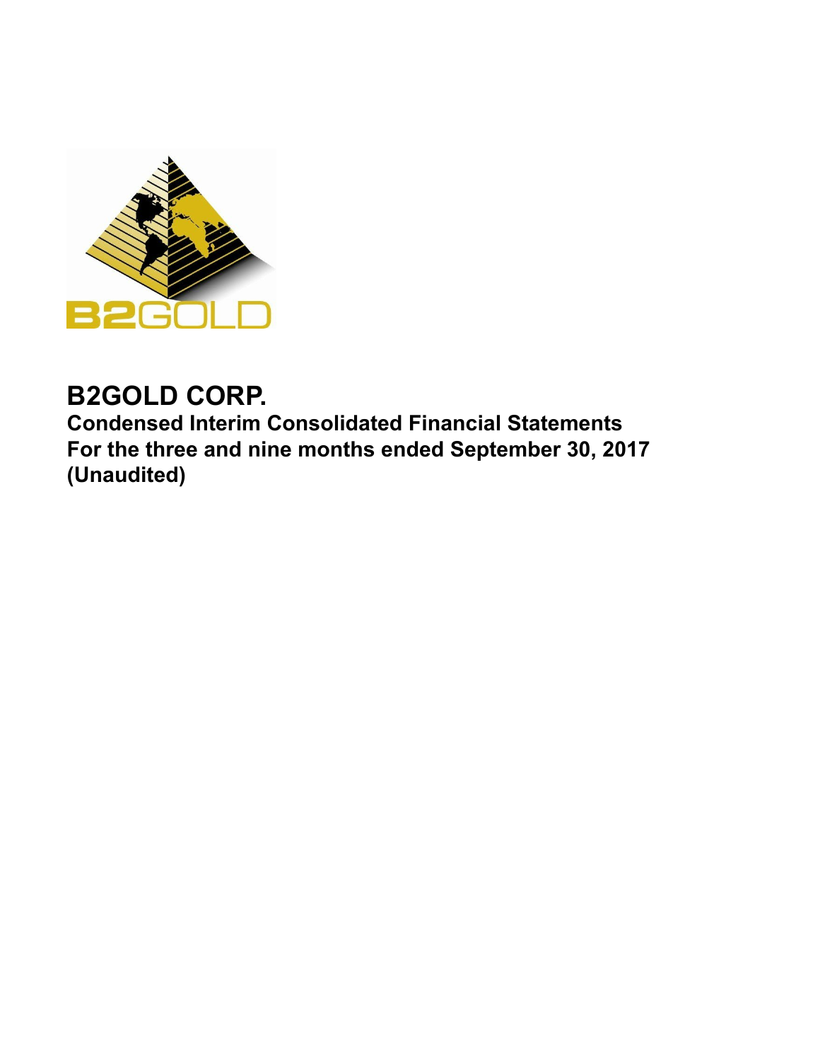# B2GOLD CORP.

**Condensed Interim Consolidated Financial Statements**
**For the three and nine months ended September 30, 2017**
**(Unaudited)**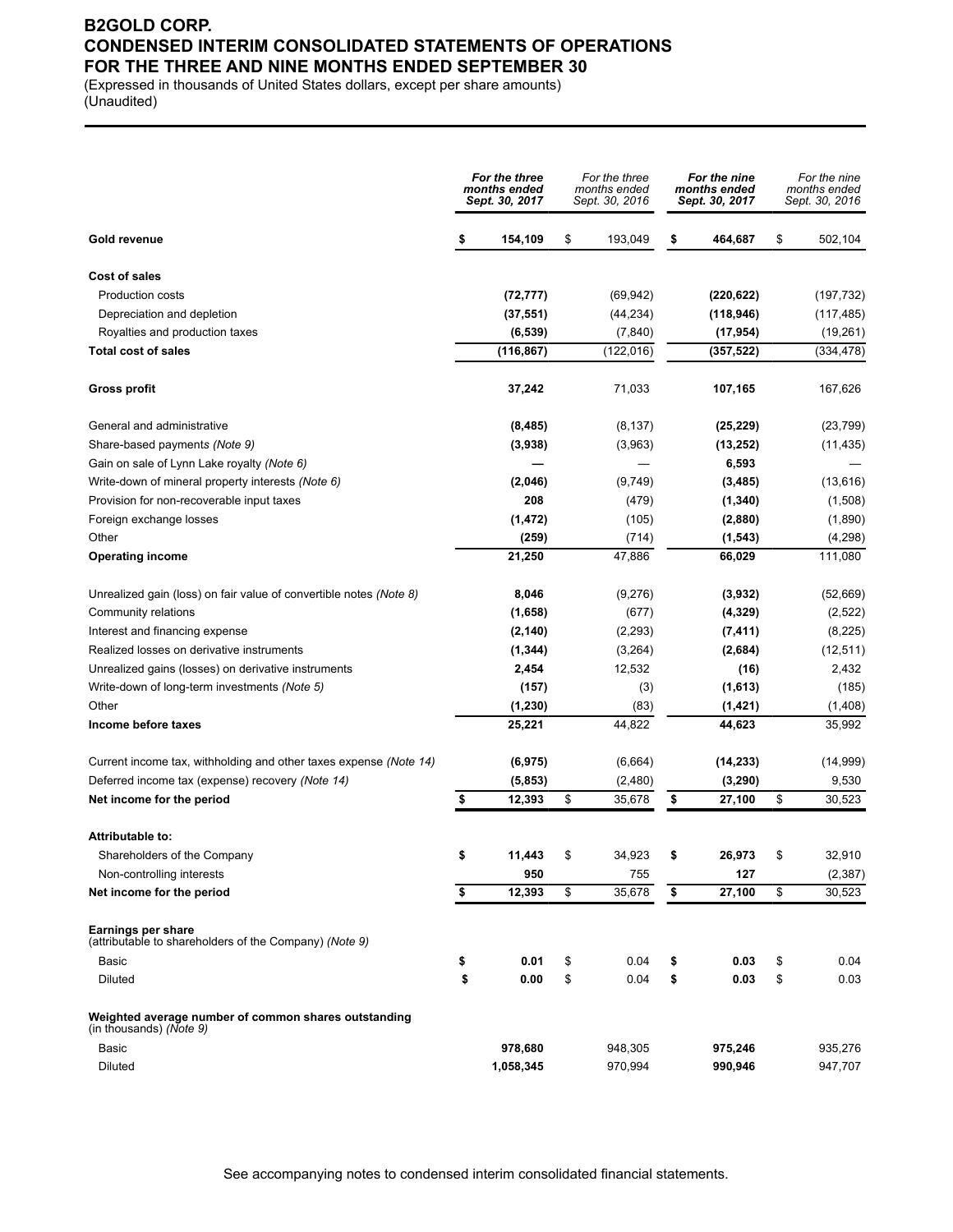# B2GOLD CORP.
# CONDENSED INTERIM CONSOLIDATED STATEMENTS OF OPERATIONS
# FOR THE THREE AND NINE MONTHS ENDED SEPTEMBER 30

(Expressed in thousands of United States dollars, except per share amounts)
(Unaudited)

| | ***For the three months ended Sept. 30, 2017*** | *For the three months ended Sept. 30, 2016* | ***For the nine months ended Sept. 30, 2017*** | *For the nine months ended Sept. 30, 2016* |
|---|---|---|---|---|
| **Gold revenue** | **$ 154,109** | $ 193,049 | **$ 464,687** | $ 502,104 |
| **Cost of sales** | | | | |
| Production costs | **(72,777)** | (69,942) | **(220,622)** | (197,732) |
| Depreciation and depletion | **(37,551)** | (44,234) | **(118,946)** | (117,485) |
| Royalties and production taxes | **(6,539)** | (7,840) | **(17,954)** | (19,261) |
| **Total cost of sales** | **(116,867)** | (122,016) | **(357,522)** | (334,478) |
| **Gross profit** | **37,242** | 71,033 | **107,165** | 167,626 |
| General and administrative | **(8,485)** | (8,137) | **(25,229)** | (23,799) |
| Share-based payments *(Note 9)* | **(3,938)** | (3,963) | **(13,252)** | (11,435) |
| Gain on sale of Lynn Lake royalty *(Note 6)* | **—** | — | **6,593** | — |
| Write-down of mineral property interests *(Note 6)* | **(2,046)** | (9,749) | **(3,485)** | (13,616) |
| Provision for non-recoverable input taxes | **208** | (479) | **(1,340)** | (1,508) |
| Foreign exchange losses | **(1,472)** | (105) | **(2,880)** | (1,890) |
| Other | **(259)** | (714) | **(1,543)** | (4,298) |
| **Operating income** | **21,250** | 47,886 | **66,029** | 111,080 |
| Unrealized gain (loss) on fair value of convertible notes *(Note 8)* | **8,046** | (9,276) | **(3,932)** | (52,669) |
| Community relations | **(1,658)** | (677) | **(4,329)** | (2,522) |
| Interest and financing expense | **(2,140)** | (2,293) | **(7,411)** | (8,225) |
| Realized losses on derivative instruments | **(1,344)** | (3,264) | **(2,684)** | (12,511) |
| Unrealized gains (losses) on derivative instruments | **2,454** | 12,532 | **(16)** | 2,432 |
| Write-down of long-term investments *(Note 5)* | **(157)** | (3) | **(1,613)** | (185) |
| Other | **(1,230)** | (83) | **(1,421)** | (1,408) |
| **Income before taxes** | **25,221** | 44,822 | **44,623** | 35,992 |
| Current income tax, withholding and other taxes expense *(Note 14)* | **(6,975)** | (6,664) | **(14,233)** | (14,999) |
| Deferred income tax (expense) recovery *(Note 14)* | **(5,853)** | (2,480) | **(3,290)** | 9,530 |
| **Net income for the period** | **$ 12,393** | $ 35,678 | **$ 27,100** | $ 30,523 |
| **Attributable to:** | | | | |
| Shareholders of the Company | **$ 11,443** | $ 34,923 | **$ 26,973** | $ 32,910 |
| Non-controlling interests | **950** | 755 | **127** | (2,387) |
| **Net income for the period** | **$ 12,393** | $ 35,678 | **$ 27,100** | $ 30,523 |
| **Earnings per share** (attributable to shareholders of the Company) *(Note 9)* | | | | |
| Basic | **$ 0.01** | $ 0.04 | **$ 0.03** | $ 0.04 |
| Diluted | **$ 0.00** | $ 0.04 | **$ 0.03** | $ 0.03 |
| **Weighted average number of common shares outstanding** (in thousands) *(Note 9)* | | | | |
| Basic | **978,680** | 948,305 | **975,246** | 935,276 |
| Diluted | **1,058,345** | 970,994 | **990,946** | 947,707 |

See accompanying notes to condensed interim consolidated financial statements.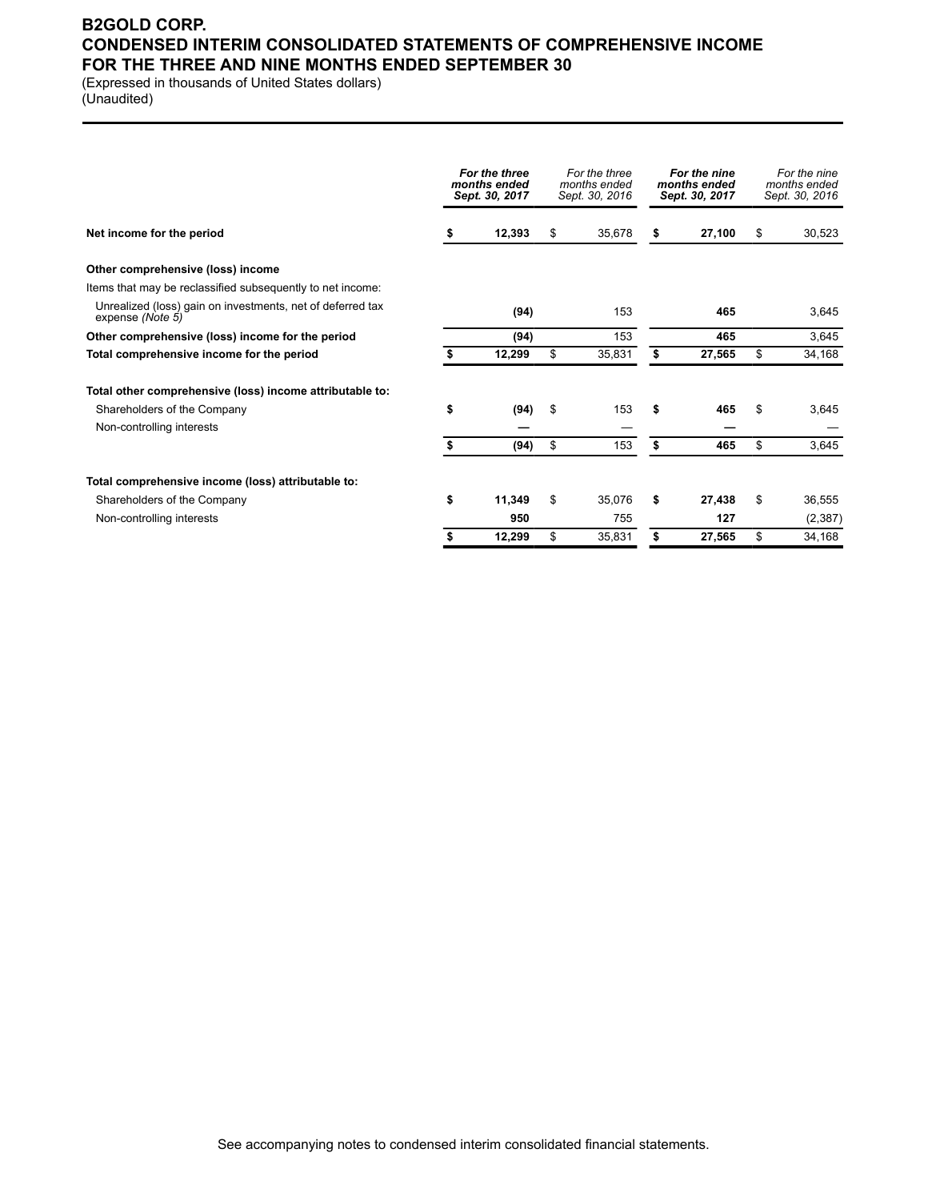# B2GOLD CORP.
# CONDENSED INTERIM CONSOLIDATED STATEMENTS OF COMPREHENSIVE INCOME
# FOR THE THREE AND NINE MONTHS ENDED SEPTEMBER 30

(Expressed in thousands of United States dollars)
(Unaudited)

| | ***For the three months ended Sept. 30, 2017*** | *For the three months ended Sept. 30, 2016* | ***For the nine months ended Sept. 30, 2017*** | *For the nine months ended Sept. 30, 2016* |
|---|---|---|---|---|
| **Net income for the period** | **$ 12,393** | $ 35,678 | **$ 27,100** | $ 30,523 |
| | | | | |
| **Other comprehensive (loss) income** | | | | |
| Items that may be reclassified subsequently to net income: | | | | |
| Unrealized (loss) gain on investments, net of deferred tax expense *(Note 5)* | **(94)** | 153 | **465** | 3,645 |
| **Other comprehensive (loss) income for the period** | **(94)** | 153 | **465** | 3,645 |
| **Total comprehensive income for the period** | **$ 12,299** | $ 35,831 | **$ 27,565** | $ 34,168 |
| | | | | |
| **Total other comprehensive (loss) income attributable to:** | | | | |
| Shareholders of the Company | **$ (94)** | $ 153 | **$ 465** | $ 3,645 |
| Non-controlling interests | **—** | — | **—** | — |
| | **$ (94)** | $ 153 | **$ 465** | $ 3,645 |
| | | | | |
| **Total comprehensive income (loss) attributable to:** | | | | |
| Shareholders of the Company | **$ 11,349** | $ 35,076 | **$ 27,438** | $ 36,555 |
| Non-controlling interests | **950** | 755 | **127** | (2,387) |
| | **$ 12,299** | $ 35,831 | **$ 27,565** | $ 34,168 |

See accompanying notes to condensed interim consolidated financial statements.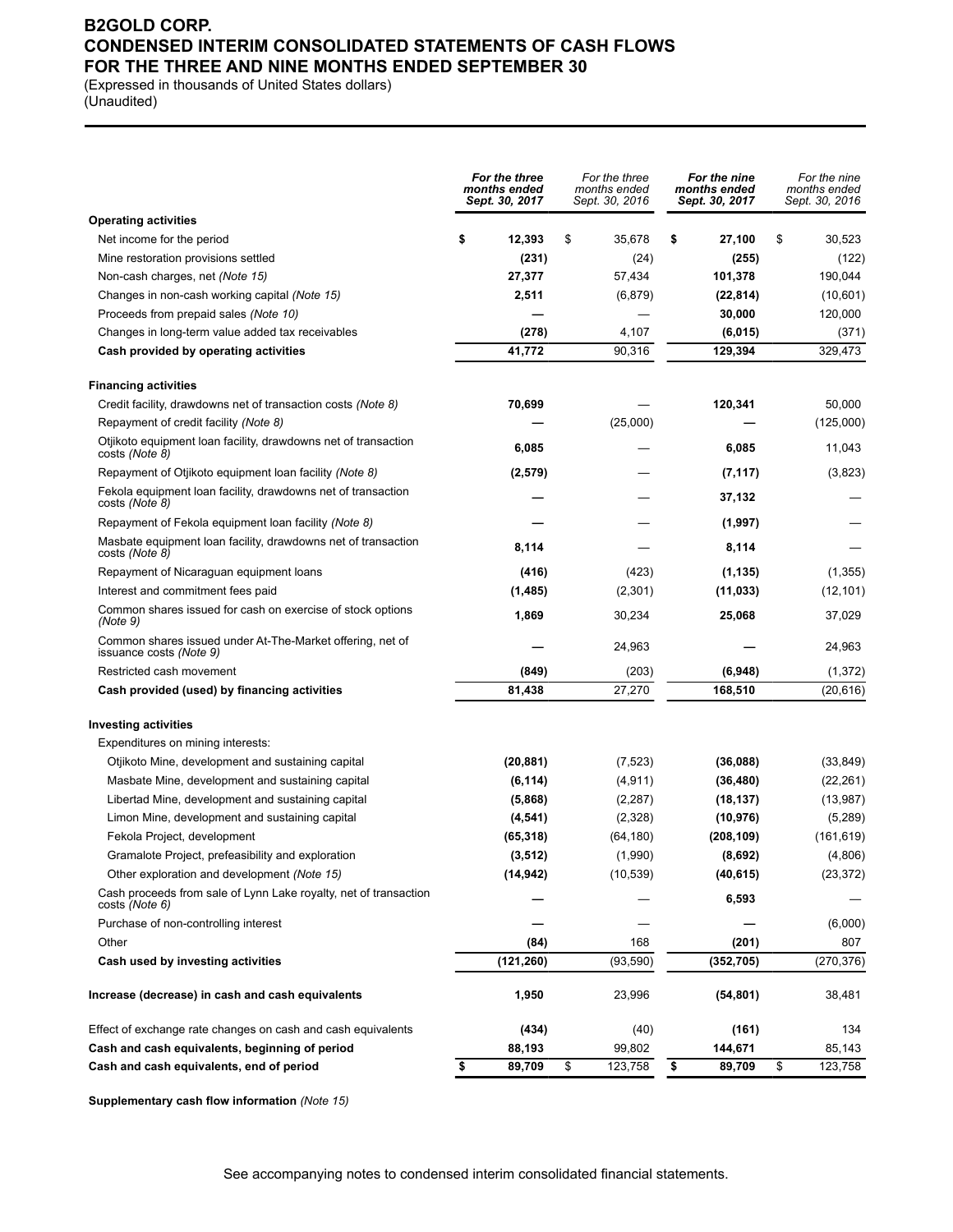# B2GOLD CORP.
# CONDENSED INTERIM CONSOLIDATED STATEMENTS OF CASH FLOWS
# FOR THE THREE AND NINE MONTHS ENDED SEPTEMBER 30

(Expressed in thousands of United States dollars)
(Unaudited)

| | ***For the three months ended Sept. 30, 2017*** | *For the three months ended Sept. 30, 2016* | ***For the nine months ended Sept. 30, 2017*** | *For the nine months ended Sept. 30, 2016* |
|---|---|---|---|---|
| **Operating activities** | | | | |
| Net income for the period | **$ 12,393** | $ 35,678 | **$ 27,100** | $ 30,523 |
| Mine restoration provisions settled | **(231)** | (24) | **(255)** | (122) |
| Non-cash charges, net *(Note 15)* | **27,377** | 57,434 | **101,378** | 190,044 |
| Changes in non-cash working capital *(Note 15)* | **2,511** | (6,879) | **(22,814)** | (10,601) |
| Proceeds from prepaid sales *(Note 10)* | **—** | — | **30,000** | 120,000 |
| Changes in long-term value added tax receivables | **(278)** | 4,107 | **(6,015)** | (371) |
| **Cash provided by operating activities** | **41,772** | 90,316 | **129,394** | 329,473 |
| **Financing activities** | | | | |
| Credit facility, drawdowns net of transaction costs *(Note 8)* | **70,699** | — | **120,341** | 50,000 |
| Repayment of credit facility *(Note 8)* | **—** | (25,000) | **—** | (125,000) |
| Otjikoto equipment loan facility, drawdowns net of transaction costs *(Note 8)* | **6,085** | — | **6,085** | 11,043 |
| Repayment of Otjikoto equipment loan facility *(Note 8)* | **(2,579)** | — | **(7,117)** | (3,823) |
| Fekola equipment loan facility, drawdowns net of transaction costs *(Note 8)* | **—** | — | **37,132** | — |
| Repayment of Fekola equipment loan facility *(Note 8)* | **—** | — | **(1,997)** | — |
| Masbate equipment loan facility, drawdowns net of transaction costs *(Note 8)* | **8,114** | — | **8,114** | — |
| Repayment of Nicaraguan equipment loans | **(416)** | (423) | **(1,135)** | (1,355) |
| Interest and commitment fees paid | **(1,485)** | (2,301) | **(11,033)** | (12,101) |
| Common shares issued for cash on exercise of stock options *(Note 9)* | **1,869** | 30,234 | **25,068** | 37,029 |
| Common shares issued under At-The-Market offering, net of issuance costs *(Note 9)* | **—** | 24,963 | **—** | 24,963 |
| Restricted cash movement | **(849)** | (203) | **(6,948)** | (1,372) |
| **Cash provided (used) by financing activities** | **81,438** | 27,270 | **168,510** | (20,616) |
| **Investing activities** | | | | |
| Expenditures on mining interests: | | | | |
| Otjikoto Mine, development and sustaining capital | **(20,881)** | (7,523) | **(36,088)** | (33,849) |
| Masbate Mine, development and sustaining capital | **(6,114)** | (4,911) | **(36,480)** | (22,261) |
| Libertad Mine, development and sustaining capital | **(5,868)** | (2,287) | **(18,137)** | (13,987) |
| Limon Mine, development and sustaining capital | **(4,541)** | (2,328) | **(10,976)** | (5,289) |
| Fekola Project, development | **(65,318)** | (64,180) | **(208,109)** | (161,619) |
| Gramalote Project, prefeasibility and exploration | **(3,512)** | (1,990) | **(8,692)** | (4,806) |
| Other exploration and development *(Note 15)* | **(14,942)** | (10,539) | **(40,615)** | (23,372) |
| Cash proceeds from sale of Lynn Lake royalty, net of transaction costs *(Note 6)* | **—** | — | **6,593** | — |
| Purchase of non-controlling interest | **—** | — | **—** | (6,000) |
| Other | **(84)** | 168 | **(201)** | 807 |
| **Cash used by investing activities** | **(121,260)** | (93,590) | **(352,705)** | (270,376) |
| **Increase (decrease) in cash and cash equivalents** | **1,950** | 23,996 | **(54,801)** | 38,481 |
| Effect of exchange rate changes on cash and cash equivalents | **(434)** | (40) | **(161)** | 134 |
| **Cash and cash equivalents, beginning of period** | **88,193** | 99,802 | **144,671** | 85,143 |
| **Cash and cash equivalents, end of period** | **$ 89,709** | $ 123,758 | **$ 89,709** | $ 123,758 |

**Supplementary cash flow information** *(Note 15)*

See accompanying notes to condensed interim consolidated financial statements.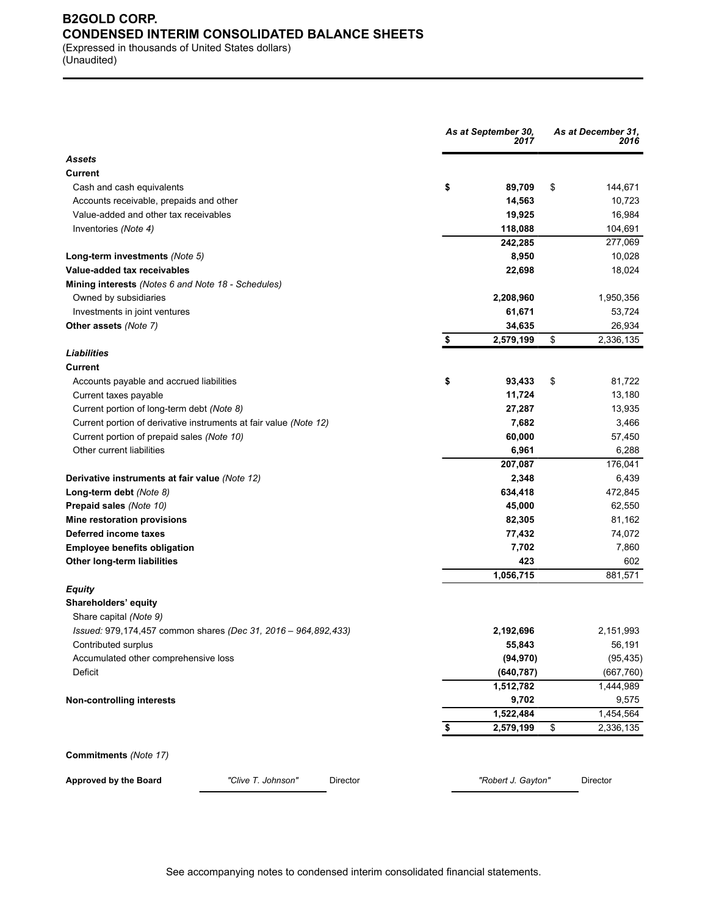# B2GOLD CORP.
## CONDENSED INTERIM CONSOLIDATED BALANCE SHEETS

(Expressed in thousands of United States dollars)
(Unaudited)

| | As at September 30, 2017 | As at December 31, 2016 |
|---|---|---|
| ***Assets*** | | |
| **Current** | | |
| Cash and cash equivalents | **$ 89,709** | $ 144,671 |
| Accounts receivable, prepaids and other | **14,563** | 10,723 |
| Value-added and other tax receivables | **19,925** | 16,984 |
| Inventories *(Note 4)* | **118,088** | 104,691 |
| | **242,285** | 277,069 |
| **Long-term investments** *(Note 5)* | **8,950** | 10,028 |
| **Value-added tax receivables** | **22,698** | 18,024 |
| **Mining interests** *(Notes 6 and Note 18 - Schedules)* | | |
| Owned by subsidiaries | **2,208,960** | 1,950,356 |
| Investments in joint ventures | **61,671** | 53,724 |
| **Other assets** *(Note 7)* | **34,635** | 26,934 |
| | **$ 2,579,199** | $ 2,336,135 |
| ***Liabilities*** | | |
| **Current** | | |
| Accounts payable and accrued liabilities | **$ 93,433** | $ 81,722 |
| Current taxes payable | **11,724** | 13,180 |
| Current portion of long-term debt *(Note 8)* | **27,287** | 13,935 |
| Current portion of derivative instruments at fair value *(Note 12)* | **7,682** | 3,466 |
| Current portion of prepaid sales *(Note 10)* | **60,000** | 57,450 |
| Other current liabilities | **6,961** | 6,288 |
| | **207,087** | 176,041 |
| **Derivative instruments at fair value** *(Note 12)* | **2,348** | 6,439 |
| **Long-term debt** *(Note 8)* | **634,418** | 472,845 |
| **Prepaid sales** *(Note 10)* | **45,000** | 62,550 |
| **Mine restoration provisions** | **82,305** | 81,162 |
| **Deferred income taxes** | **77,432** | 74,072 |
| **Employee benefits obligation** | **7,702** | 7,860 |
| **Other long-term liabilities** | **423** | 602 |
| | **1,056,715** | 881,571 |
| ***Equity*** | | |
| **Shareholders' equity** | | |
| Share capital *(Note 9)* | | |
| *Issued:* 979,174,457 common shares *(Dec 31, 2016 – 964,892,433)* | **2,192,696** | 2,151,993 |
| Contributed surplus | **55,843** | 56,191 |
| Accumulated other comprehensive loss | **(94,970)** | (95,435) |
| Deficit | **(640,787)** | (667,760) |
| | **1,512,782** | 1,444,989 |
| **Non-controlling interests** | **9,702** | 9,575 |
| | **1,522,484** | 1,454,564 |
| | **$ 2,579,199** | $ 2,336,135 |

**Commitments** *(Note 17)*

**Approved by the Board** *"Clive T. Johnson"* Director *"Robert J. Gayton"* Director

See accompanying notes to condensed interim consolidated financial statements.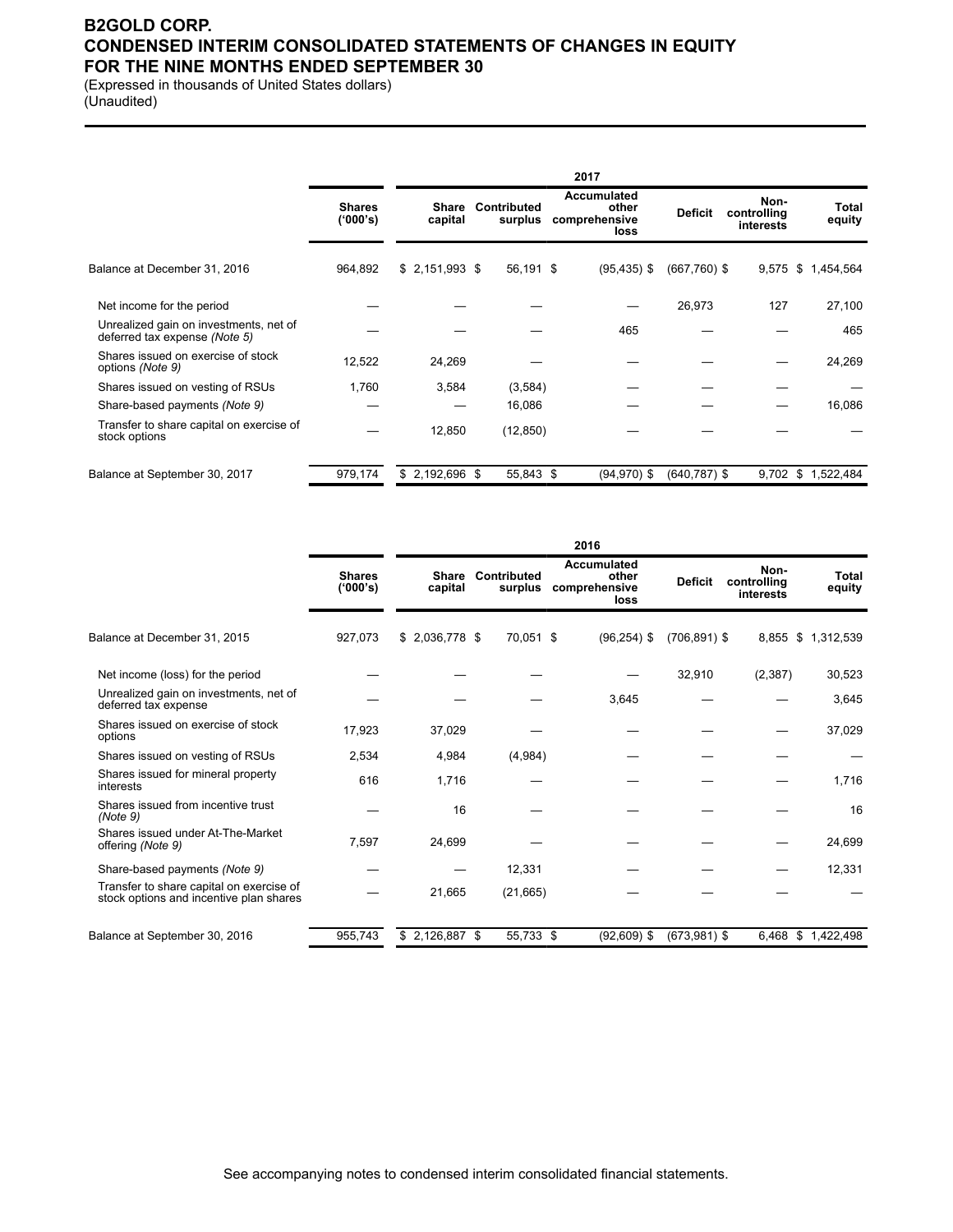# B2GOLD CORP.
# CONDENSED INTERIM CONSOLIDATED STATEMENTS OF CHANGES IN EQUITY
# FOR THE NINE MONTHS ENDED SEPTEMBER 30

(Expressed in thousands of United States dollars)
(Unaudited)

| | | 2017 | | | | | |
|---|---|---|---|---|---|---|---|
| | Shares ('000's) | Share capital | Contributed surplus | Accumulated other comprehensive loss | Deficit | Non-controlling interests | Total equity |
| Balance at December 31, 2016 | 964,892 | $ 2,151,993 | $ 56,191 | $ (95,435) | $ (667,760) | $ 9,575 | $ 1,454,564 |
| Net income for the period | — | — | — | — | 26,973 | 127 | 27,100 |
| Unrealized gain on investments, net of deferred tax expense *(Note 5)* | — | — | — | 465 | — | — | 465 |
| Shares issued on exercise of stock options *(Note 9)* | 12,522 | 24,269 | — | — | — | — | 24,269 |
| Shares issued on vesting of RSUs | 1,760 | 3,584 | (3,584) | — | — | — | — |
| Share-based payments *(Note 9)* | — | — | 16,086 | — | — | — | 16,086 |
| Transfer to share capital on exercise of stock options | — | 12,850 | (12,850) | — | — | — | — |
| Balance at September 30, 2017 | 979,174 | $ 2,192,696 | $ 55,843 | $ (94,970) | $ (640,787) | $ 9,702 | $ 1,522,484 |

| | | 2016 | | | | | |
|---|---|---|---|---|---|---|---|
| | Shares ('000's) | Share capital | Contributed surplus | Accumulated other comprehensive loss | Deficit | Non-controlling interests | Total equity |
| Balance at December 31, 2015 | 927,073 | $ 2,036,778 | $ 70,051 | $ (96,254) | $ (706,891) | $ 8,855 | $ 1,312,539 |
| Net income (loss) for the period | — | — | — | — | 32,910 | (2,387) | 30,523 |
| Unrealized gain on investments, net of deferred tax expense | — | — | — | 3,645 | — | — | 3,645 |
| Shares issued on exercise of stock options | 17,923 | 37,029 | — | — | — | — | 37,029 |
| Shares issued on vesting of RSUs | 2,534 | 4,984 | (4,984) | — | — | — | — |
| Shares issued for mineral property interests | 616 | 1,716 | — | — | — | — | 1,716 |
| Shares issued from incentive trust *(Note 9)* | — | 16 | — | — | — | — | 16 |
| Shares issued under At-The-Market offering *(Note 9)* | 7,597 | 24,699 | — | — | — | — | 24,699 |
| Share-based payments *(Note 9)* | — | — | 12,331 | — | — | — | 12,331 |
| Transfer to share capital on exercise of stock options and incentive plan shares | — | 21,665 | (21,665) | — | — | — | — |
| Balance at September 30, 2016 | 955,743 | $ 2,126,887 | $ 55,733 | $ (92,609) | $ (673,981) | $ 6,468 | $ 1,422,498 |

See accompanying notes to condensed interim consolidated financial statements.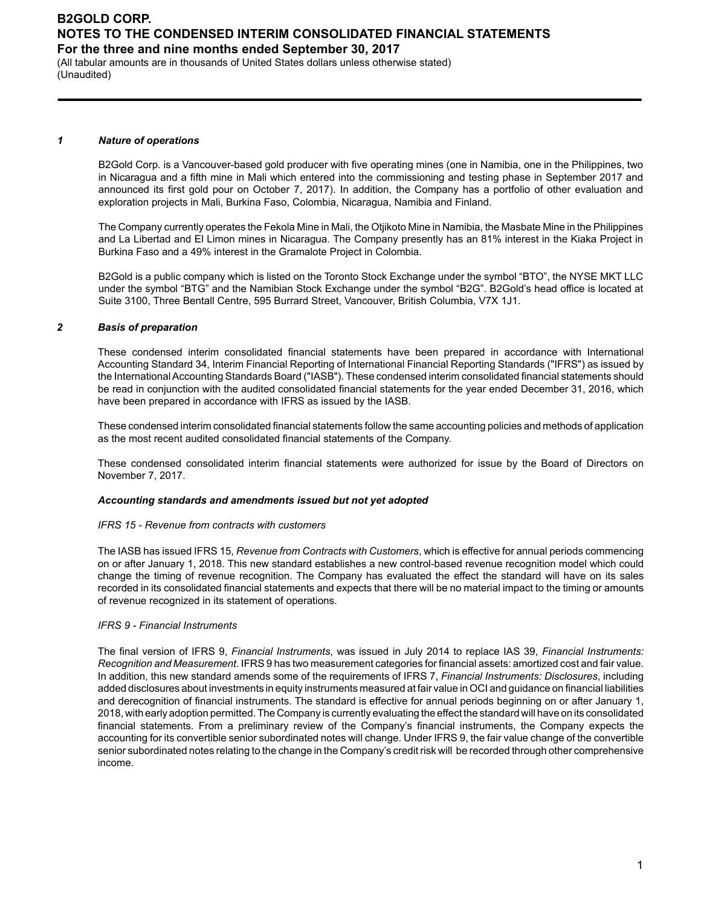### 1 Nature of operations

B2Gold Corp. is a Vancouver-based gold producer with five operating mines (one in Namibia, one in the Philippines, two in Nicaragua and a fifth mine in Mali which entered into the commissioning and testing phase in September 2017 and announced its first gold pour on October 7, 2017). In addition, the Company has a portfolio of other evaluation and exploration projects in Mali, Burkina Faso, Colombia, Nicaragua, Namibia and Finland.

The Company currently operates the Fekola Mine in Mali, the Otjikoto Mine in Namibia, the Masbate Mine in the Philippines and La Libertad and El Limon mines in Nicaragua. The Company presently has an 81% interest in the Kiaka Project in Burkina Faso and a 49% interest in the Gramalote Project in Colombia.

B2Gold is a public company which is listed on the Toronto Stock Exchange under the symbol "BTO", the NYSE MKT LLC under the symbol "BTG" and the Namibian Stock Exchange under the symbol "B2G". B2Gold's head office is located at Suite 3100, Three Bentall Centre, 595 Burrard Street, Vancouver, British Columbia, V7X 1J1.

### 2 Basis of preparation

These condensed interim consolidated financial statements have been prepared in accordance with International Accounting Standard 34, Interim Financial Reporting of International Financial Reporting Standards ("IFRS") as issued by the International Accounting Standards Board ("IASB"). These condensed interim consolidated financial statements should be read in conjunction with the audited consolidated financial statements for the year ended December 31, 2016, which have been prepared in accordance with IFRS as issued by the IASB.

These condensed interim consolidated financial statements follow the same accounting policies and methods of application as the most recent audited consolidated financial statements of the Company.

These condensed consolidated interim financial statements were authorized for issue by the Board of Directors on November 7, 2017.

***Accounting standards and amendments issued but not yet adopted***

*IFRS 15 - Revenue from contracts with customers*

The IASB has issued IFRS 15, *Revenue from Contracts with Customers*, which is effective for annual periods commencing on or after January 1, 2018. This new standard establishes a new control-based revenue recognition model which could change the timing of revenue recognition. The Company has evaluated the effect the standard will have on its sales recorded in its consolidated financial statements and expects that there will be no material impact to the timing or amounts of revenue recognized in its statement of operations.

*IFRS 9 - Financial Instruments*

The final version of IFRS 9, *Financial Instruments*, was issued in July 2014 to replace IAS 39, *Financial Instruments: Recognition and Measurement*. IFRS 9 has two measurement categories for financial assets: amortized cost and fair value. In addition, this new standard amends some of the requirements of IFRS 7, *Financial Instruments: Disclosures*, including added disclosures about investments in equity instruments measured at fair value in OCI and guidance on financial liabilities and derecognition of financial instruments. The standard is effective for annual periods beginning on or after January 1, 2018, with early adoption permitted. The Company is currently evaluating the effect the standard will have on its consolidated financial statements. From a preliminary review of the Company's financial instruments, the Company expects the accounting for its convertible senior subordinated notes will change. Under IFRS 9, the fair value change of the convertible senior subordinated notes relating to the change in the Company's credit risk will be recorded through other comprehensive income.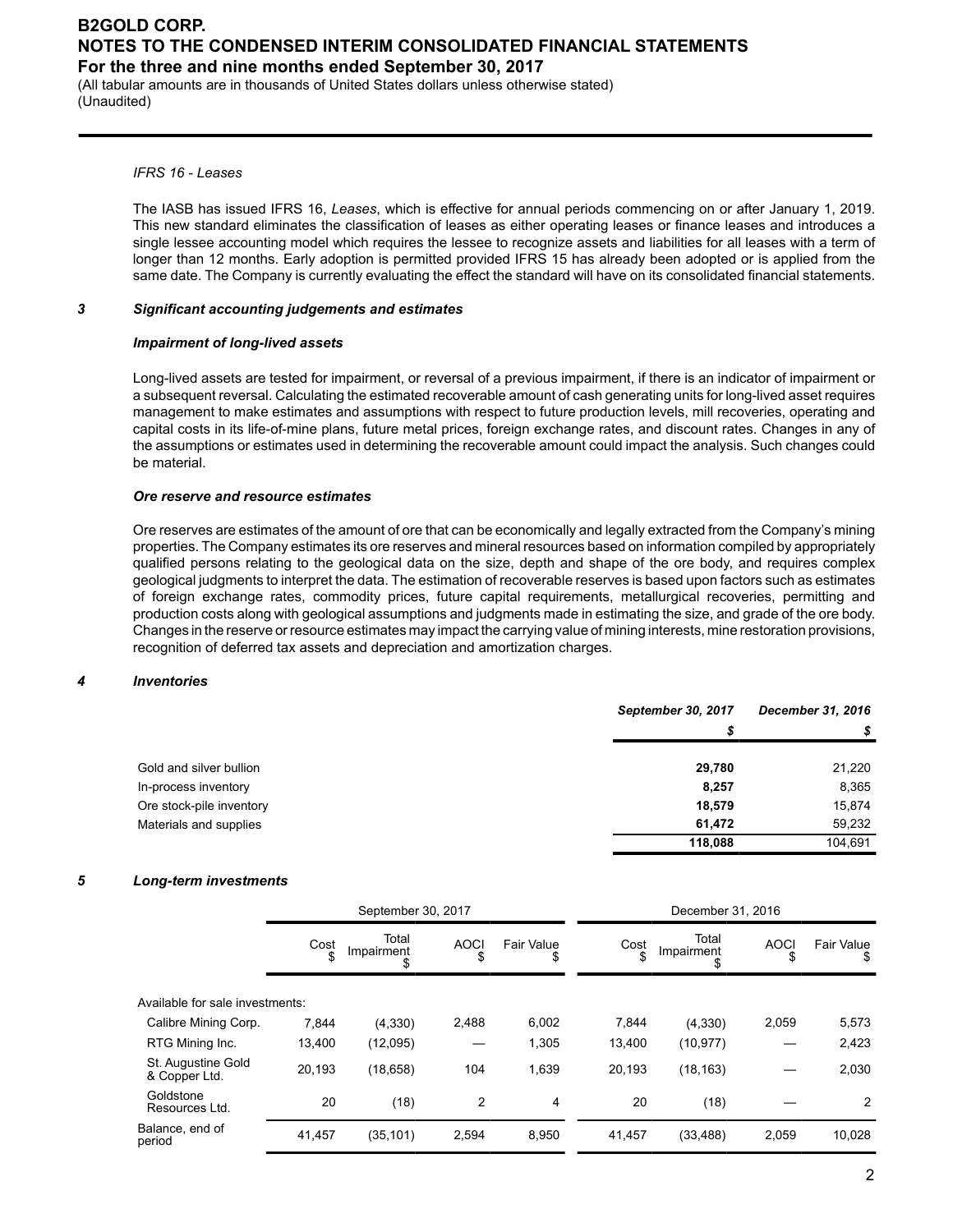*IFRS 16 - Leases*

The IASB has issued IFRS 16, *Leases*, which is effective for annual periods commencing on or after January 1, 2019. This new standard eliminates the classification of leases as either operating leases or finance leases and introduces a single lessee accounting model which requires the lessee to recognize assets and liabilities for all leases with a term of longer than 12 months. Early adoption is permitted provided IFRS 15 has already been adopted or is applied from the same date. The Company is currently evaluating the effect the standard will have on its consolidated financial statements.

## 3 Significant accounting judgements and estimates

***Impairment of long-lived assets***

Long-lived assets are tested for impairment, or reversal of a previous impairment, if there is an indicator of impairment or a subsequent reversal. Calculating the estimated recoverable amount of cash generating units for long-lived asset requires management to make estimates and assumptions with respect to future production levels, mill recoveries, operating and capital costs in its life-of-mine plans, future metal prices, foreign exchange rates, and discount rates. Changes in any of the assumptions or estimates used in determining the recoverable amount could impact the analysis. Such changes could be material.

***Ore reserve and resource estimates***

Ore reserves are estimates of the amount of ore that can be economically and legally extracted from the Company's mining properties. The Company estimates its ore reserves and mineral resources based on information compiled by appropriately qualified persons relating to the geological data on the size, depth and shape of the ore body, and requires complex geological judgments to interpret the data. The estimation of recoverable reserves is based upon factors such as estimates of foreign exchange rates, commodity prices, future capital requirements, metallurgical recoveries, permitting and production costs along with geological assumptions and judgments made in estimating the size, and grade of the ore body. Changes in the reserve or resource estimates may impact the carrying value of mining interests, mine restoration provisions, recognition of deferred tax assets and depreciation and amortization charges.

## 4 Inventories

| | *September 30, 2017* | *December 31, 2016* |
|---|---|---|
| | *$* | *$* |
| Gold and silver bullion | **29,780** | 21,220 |
| In-process inventory | **8,257** | 8,365 |
| Ore stock-pile inventory | **18,579** | 15,874 |
| Materials and supplies | **61,472** | 59,232 |
| | **118,088** | 104,691 |

## 5 Long-term investments

| | September 30, 2017 | | | | December 31, 2016 | | | |
|---|---|---|---|---|---|---|---|---|
| | Cost $ | Total Impairment $ | AOCI $ | Fair Value $ | Cost $ | Total Impairment $ | AOCI $ | Fair Value $ |
| Available for sale investments: | | | | | | | | |
| Calibre Mining Corp. | 7,844 | (4,330) | 2,488 | 6,002 | 7,844 | (4,330) | 2,059 | 5,573 |
| RTG Mining Inc. | 13,400 | (12,095) | — | 1,305 | 13,400 | (10,977) | — | 2,423 |
| St. Augustine Gold & Copper Ltd. | 20,193 | (18,658) | 104 | 1,639 | 20,193 | (18,163) | — | 2,030 |
| Goldstone Resources Ltd. | 20 | (18) | 2 | 4 | 20 | (18) | — | 2 |
| Balance, end of period | 41,457 | (35,101) | 2,594 | 8,950 | 41,457 | (33,488) | 2,059 | 10,028 |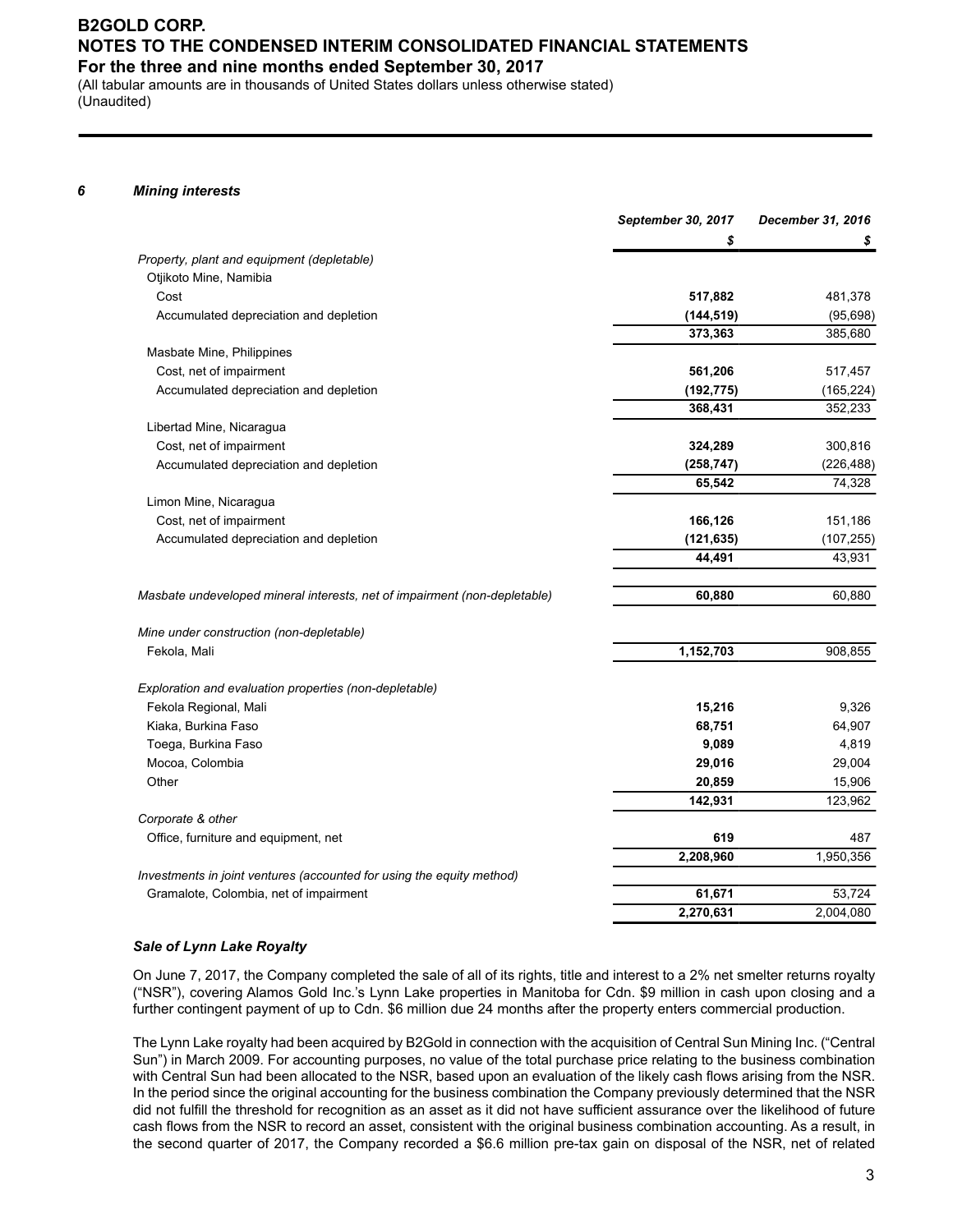## 6 Mining interests

| | September 30, 2017 | December 31, 2016 |
|---|---|---|
| | **$** | **$** |
| *Property, plant and equipment (depletable)* | | |
| Otjikoto Mine, Namibia | | |
| Cost | **517,882** | 481,378 |
| Accumulated depreciation and depletion | **(144,519)** | (95,698) |
| | **373,363** | 385,680 |
| Masbate Mine, Philippines | | |
| Cost, net of impairment | **561,206** | 517,457 |
| Accumulated depreciation and depletion | **(192,775)** | (165,224) |
| | **368,431** | 352,233 |
| Libertad Mine, Nicaragua | | |
| Cost, net of impairment | **324,289** | 300,816 |
| Accumulated depreciation and depletion | **(258,747)** | (226,488) |
| | **65,542** | 74,328 |
| Limon Mine, Nicaragua | | |
| Cost, net of impairment | **166,126** | 151,186 |
| Accumulated depreciation and depletion | **(121,635)** | (107,255) |
| | **44,491** | 43,931 |
| *Masbate undeveloped mineral interests, net of impairment (non-depletable)* | **60,880** | 60,880 |
| *Mine under construction (non-depletable)* | | |
| Fekola, Mali | **1,152,703** | 908,855 |
| *Exploration and evaluation properties (non-depletable)* | | |
| Fekola Regional, Mali | **15,216** | 9,326 |
| Kiaka, Burkina Faso | **68,751** | 64,907 |
| Toega, Burkina Faso | **9,089** | 4,819 |
| Mocoa, Colombia | **29,016** | 29,004 |
| Other | **20,859** | 15,906 |
| | **142,931** | 123,962 |
| *Corporate & other* | | |
| Office, furniture and equipment, net | **619** | 487 |
| | **2,208,960** | 1,950,356 |
| *Investments in joint ventures (accounted for using the equity method)* | | |
| Gramalote, Colombia, net of impairment | **61,671** | 53,724 |
| | **2,270,631** | 2,004,080 |

### *Sale of Lynn Lake Royalty*

On June 7, 2017, the Company completed the sale of all of its rights, title and interest to a 2% net smelter returns royalty ("NSR"), covering Alamos Gold Inc.'s Lynn Lake properties in Manitoba for Cdn. $9 million in cash upon closing and a further contingent payment of up to Cdn. $6 million due 24 months after the property enters commercial production.

The Lynn Lake royalty had been acquired by B2Gold in connection with the acquisition of Central Sun Mining Inc. ("Central Sun") in March 2009. For accounting purposes, no value of the total purchase price relating to the business combination with Central Sun had been allocated to the NSR, based upon an evaluation of the likely cash flows arising from the NSR. In the period since the original accounting for the business combination the Company previously determined that the NSR did not fulfill the threshold for recognition as an asset as it did not have sufficient assurance over the likelihood of future cash flows from the NSR to record an asset, consistent with the original business combination accounting. As a result, in the second quarter of 2017, the Company recorded a $6.6 million pre-tax gain on disposal of the NSR, net of related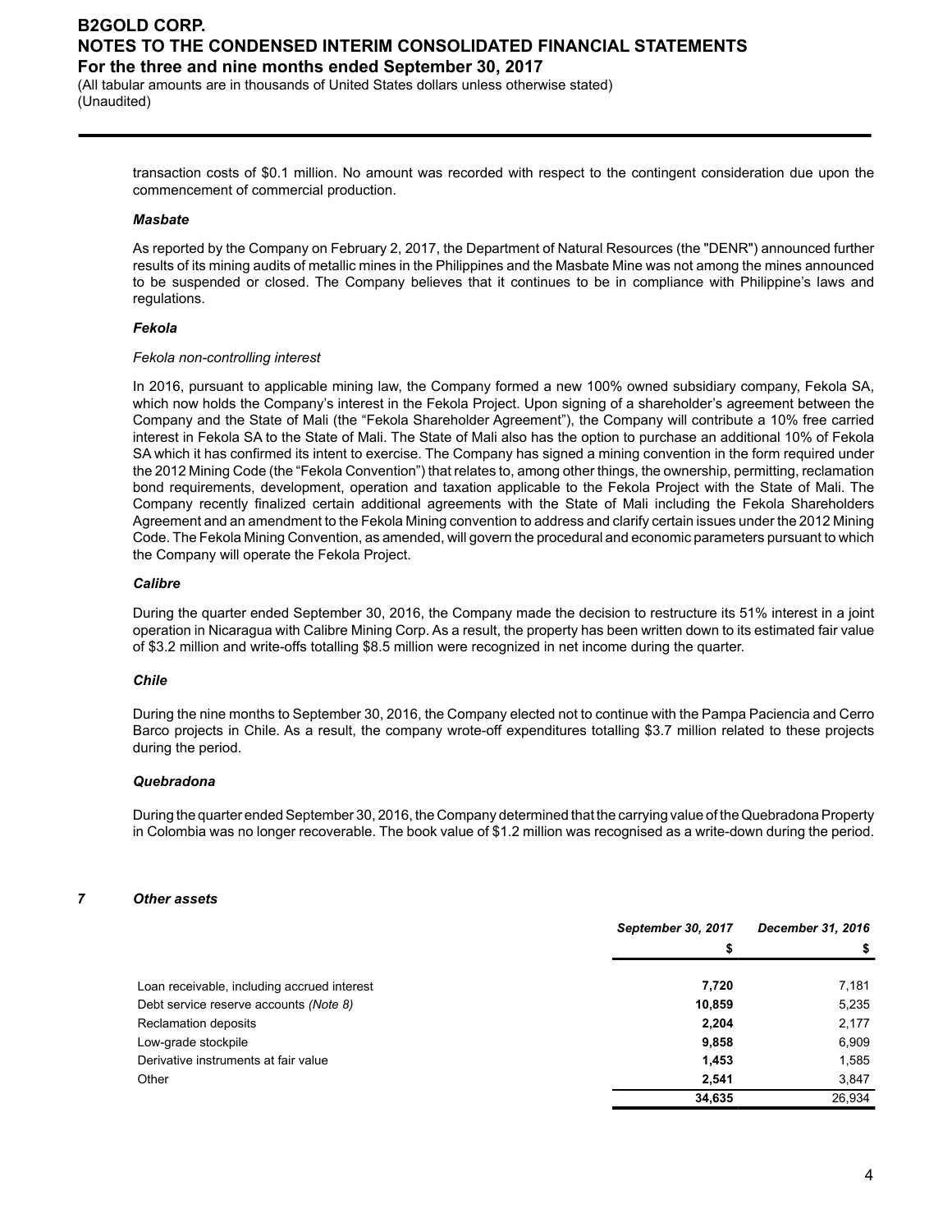transaction costs of $0.1 million. No amount was recorded with respect to the contingent consideration due upon the commencement of commercial production.

### *Masbate*

As reported by the Company on February 2, 2017, the Department of Natural Resources (the "DENR") announced further results of its mining audits of metallic mines in the Philippines and the Masbate Mine was not among the mines announced to be suspended or closed. The Company believes that it continues to be in compliance with Philippine's laws and regulations.

### *Fekola*

*Fekola non-controlling interest*

In 2016, pursuant to applicable mining law, the Company formed a new 100% owned subsidiary company, Fekola SA, which now holds the Company's interest in the Fekola Project. Upon signing of a shareholder's agreement between the Company and the State of Mali (the "Fekola Shareholder Agreement"), the Company will contribute a 10% free carried interest in Fekola SA to the State of Mali. The State of Mali also has the option to purchase an additional 10% of Fekola SA which it has confirmed its intent to exercise. The Company has signed a mining convention in the form required under the 2012 Mining Code (the "Fekola Convention") that relates to, among other things, the ownership, permitting, reclamation bond requirements, development, operation and taxation applicable to the Fekola Project with the State of Mali. The Company recently finalized certain additional agreements with the State of Mali including the Fekola Shareholders Agreement and an amendment to the Fekola Mining convention to address and clarify certain issues under the 2012 Mining Code. The Fekola Mining Convention, as amended, will govern the procedural and economic parameters pursuant to which the Company will operate the Fekola Project.

### *Calibre*

During the quarter ended September 30, 2016, the Company made the decision to restructure its 51% interest in a joint operation in Nicaragua with Calibre Mining Corp. As a result, the property has been written down to its estimated fair value of $3.2 million and write-offs totalling $8.5 million were recognized in net income during the quarter.

### *Chile*

During the nine months to September 30, 2016, the Company elected not to continue with the Pampa Paciencia and Cerro Barco projects in Chile. As a result, the company wrote-off expenditures totalling $3.7 million related to these projects during the period.

### *Quebradona*

During the quarter ended September 30, 2016, the Company determined that the carrying value of the Quebradona Property in Colombia was no longer recoverable. The book value of $1.2 million was recognised as a write-down during the period.

## 7 *Other assets*

| | *September 30, 2017* | *December 31, 2016* |
|---|---|---|
| | **$** | **$** |
| Loan receivable, including accrued interest | **7,720** | 7,181 |
| Debt service reserve accounts *(Note 8)* | **10,859** | 5,235 |
| Reclamation deposits | **2,204** | 2,177 |
| Low-grade stockpile | **9,858** | 6,909 |
| Derivative instruments at fair value | **1,453** | 1,585 |
| Other | **2,541** | 3,847 |
| | **34,635** | 26,934 |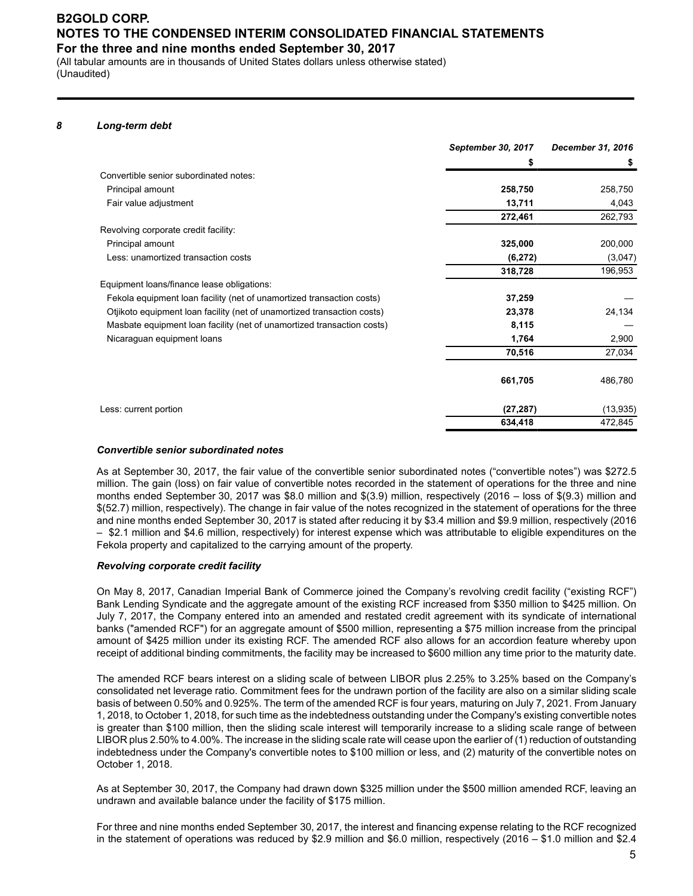### 8 Long-term debt

| | September 30, 2017 | December 31, 2016 |
|---|---|---|
| | $ | $ |
| Convertible senior subordinated notes: | | |
| Principal amount | **258,750** | 258,750 |
| Fair value adjustment | **13,711** | 4,043 |
| | **272,461** | 262,793 |
| Revolving corporate credit facility: | | |
| Principal amount | **325,000** | 200,000 |
| Less: unamortized transaction costs | **(6,272)** | (3,047) |
| | **318,728** | 196,953 |
| Equipment loans/finance lease obligations: | | |
| Fekola equipment loan facility (net of unamortized transaction costs) | **37,259** | — |
| Otjikoto equipment loan facility (net of unamortized transaction costs) | **23,378** | 24,134 |
| Masbate equipment loan facility (net of unamortized transaction costs) | **8,115** | — |
| Nicaraguan equipment loans | **1,764** | 2,900 |
| | **70,516** | 27,034 |
| | **661,705** | 486,780 |
| Less: current portion | **(27,287)** | (13,935) |
| | **634,418** | 472,845 |

***Convertible senior subordinated notes***

As at September 30, 2017, the fair value of the convertible senior subordinated notes ("convertible notes") was $272.5 million. The gain (loss) on fair value of convertible notes recorded in the statement of operations for the three and nine months ended September 30, 2017 was $8.0 million and $(3.9) million, respectively (2016 – loss of $(9.3) million and $(52.7) million, respectively). The change in fair value of the notes recognized in the statement of operations for the three and nine months ended September 30, 2017 is stated after reducing it by $3.4 million and $9.9 million, respectively (2016 – $2.1 million and $4.6 million, respectively) for interest expense which was attributable to eligible expenditures on the Fekola property and capitalized to the carrying amount of the property.

***Revolving corporate credit facility***

On May 8, 2017, Canadian Imperial Bank of Commerce joined the Company's revolving credit facility ("existing RCF") Bank Lending Syndicate and the aggregate amount of the existing RCF increased from $350 million to $425 million. On July 7, 2017, the Company entered into an amended and restated credit agreement with its syndicate of international banks ("amended RCF") for an aggregate amount of $500 million, representing a $75 million increase from the principal amount of $425 million under its existing RCF. The amended RCF also allows for an accordion feature whereby upon receipt of additional binding commitments, the facility may be increased to $600 million any time prior to the maturity date.

The amended RCF bears interest on a sliding scale of between LIBOR plus 2.25% to 3.25% based on the Company's consolidated net leverage ratio. Commitment fees for the undrawn portion of the facility are also on a similar sliding scale basis of between 0.50% and 0.925%. The term of the amended RCF is four years, maturing on July 7, 2021. From January 1, 2018, to October 1, 2018, for such time as the indebtedness outstanding under the Company's existing convertible notes is greater than $100 million, then the sliding scale interest will temporarily increase to a sliding scale range of between LIBOR plus 2.50% to 4.00%. The increase in the sliding scale rate will cease upon the earlier of (1) reduction of outstanding indebtedness under the Company's convertible notes to $100 million or less, and (2) maturity of the convertible notes on October 1, 2018.

As at September 30, 2017, the Company had drawn down $325 million under the $500 million amended RCF, leaving an undrawn and available balance under the facility of $175 million.

For three and nine months ended September 30, 2017, the interest and financing expense relating to the RCF recognized in the statement of operations was reduced by $2.9 million and $6.0 million, respectively (2016 – $1.0 million and $2.4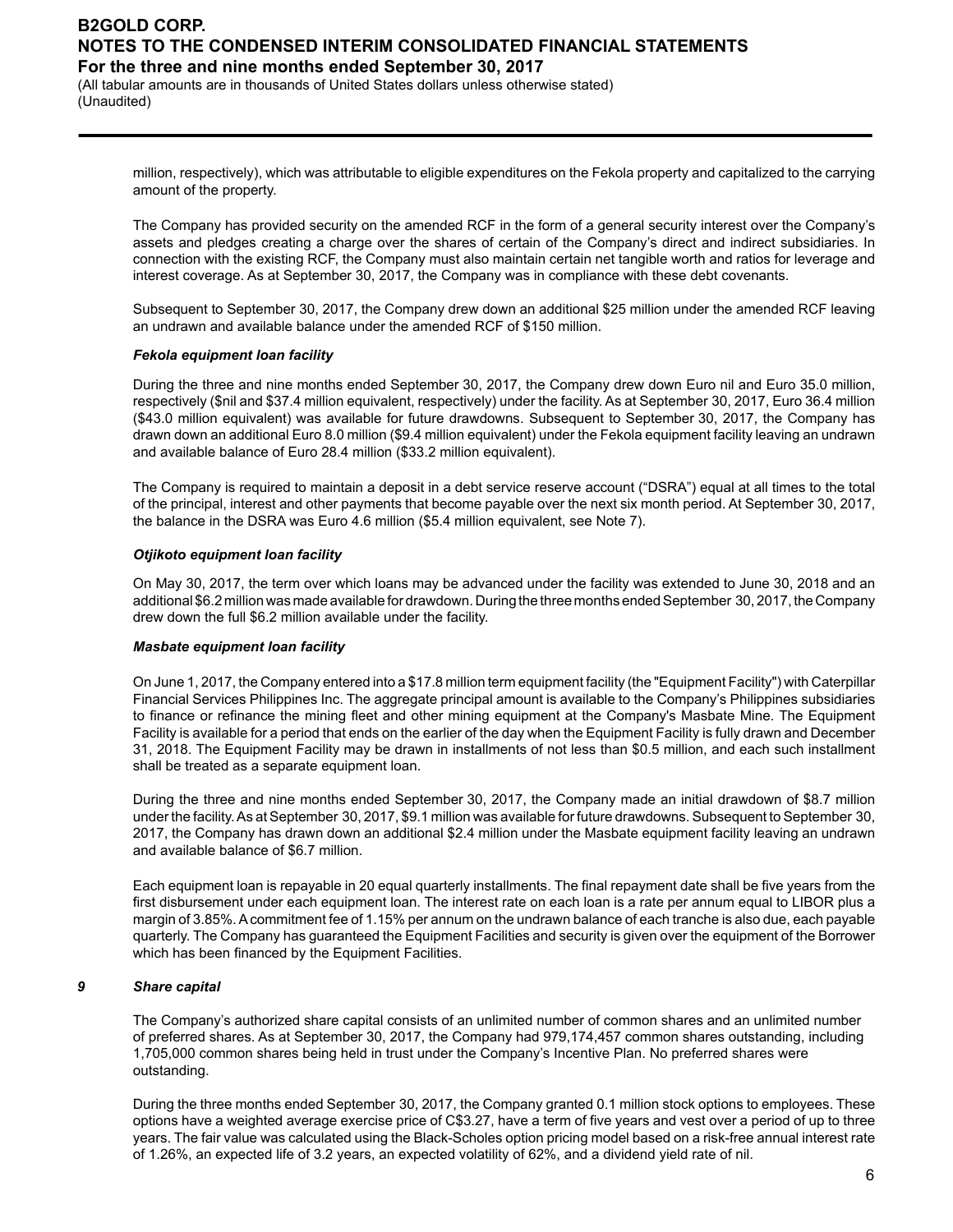million, respectively), which was attributable to eligible expenditures on the Fekola property and capitalized to the carrying amount of the property.

The Company has provided security on the amended RCF in the form of a general security interest over the Company's assets and pledges creating a charge over the shares of certain of the Company's direct and indirect subsidiaries. In connection with the existing RCF, the Company must also maintain certain net tangible worth and ratios for leverage and interest coverage. As at September 30, 2017, the Company was in compliance with these debt covenants.

Subsequent to September 30, 2017, the Company drew down an additional $25 million under the amended RCF leaving an undrawn and available balance under the amended RCF of $150 million.

***Fekola equipment loan facility***

During the three and nine months ended September 30, 2017, the Company drew down Euro nil and Euro 35.0 million, respectively ($nil and $37.4 million equivalent, respectively) under the facility. As at September 30, 2017, Euro 36.4 million ($43.0 million equivalent) was available for future drawdowns. Subsequent to September 30, 2017, the Company has drawn down an additional Euro 8.0 million ($9.4 million equivalent) under the Fekola equipment facility leaving an undrawn and available balance of Euro 28.4 million ($33.2 million equivalent).

The Company is required to maintain a deposit in a debt service reserve account ("DSRA") equal at all times to the total of the principal, interest and other payments that become payable over the next six month period. At September 30, 2017, the balance in the DSRA was Euro 4.6 million ($5.4 million equivalent, see Note 7).

***Otjikoto equipment loan facility***

On May 30, 2017, the term over which loans may be advanced under the facility was extended to June 30, 2018 and an additional $6.2 million was made available for drawdown. During the three months ended September 30, 2017, the Company drew down the full $6.2 million available under the facility.

***Masbate equipment loan facility***

On June 1, 2017, the Company entered into a $17.8 million term equipment facility (the "Equipment Facility") with Caterpillar Financial Services Philippines Inc. The aggregate principal amount is available to the Company's Philippines subsidiaries to finance or refinance the mining fleet and other mining equipment at the Company's Masbate Mine. The Equipment Facility is available for a period that ends on the earlier of the day when the Equipment Facility is fully drawn and December 31, 2018. The Equipment Facility may be drawn in installments of not less than $0.5 million, and each such installment shall be treated as a separate equipment loan.

During the three and nine months ended September 30, 2017, the Company made an initial drawdown of $8.7 million under the facility. As at September 30, 2017, $9.1 million was available for future drawdowns. Subsequent to September 30, 2017, the Company has drawn down an additional $2.4 million under the Masbate equipment facility leaving an undrawn and available balance of $6.7 million.

Each equipment loan is repayable in 20 equal quarterly installments. The final repayment date shall be five years from the first disbursement under each equipment loan. The interest rate on each loan is a rate per annum equal to LIBOR plus a margin of 3.85%. A commitment fee of 1.15% per annum on the undrawn balance of each tranche is also due, each payable quarterly. The Company has guaranteed the Equipment Facilities and security is given over the equipment of the Borrower which has been financed by the Equipment Facilities.

## *9 Share capital*

The Company's authorized share capital consists of an unlimited number of common shares and an unlimited number of preferred shares. As at September 30, 2017, the Company had 979,174,457 common shares outstanding, including 1,705,000 common shares being held in trust under the Company's Incentive Plan. No preferred shares were outstanding.

During the three months ended September 30, 2017, the Company granted 0.1 million stock options to employees. These options have a weighted average exercise price of C$3.27, have a term of five years and vest over a period of up to three years. The fair value was calculated using the Black-Scholes option pricing model based on a risk-free annual interest rate of 1.26%, an expected life of 3.2 years, an expected volatility of 62%, and a dividend yield rate of nil.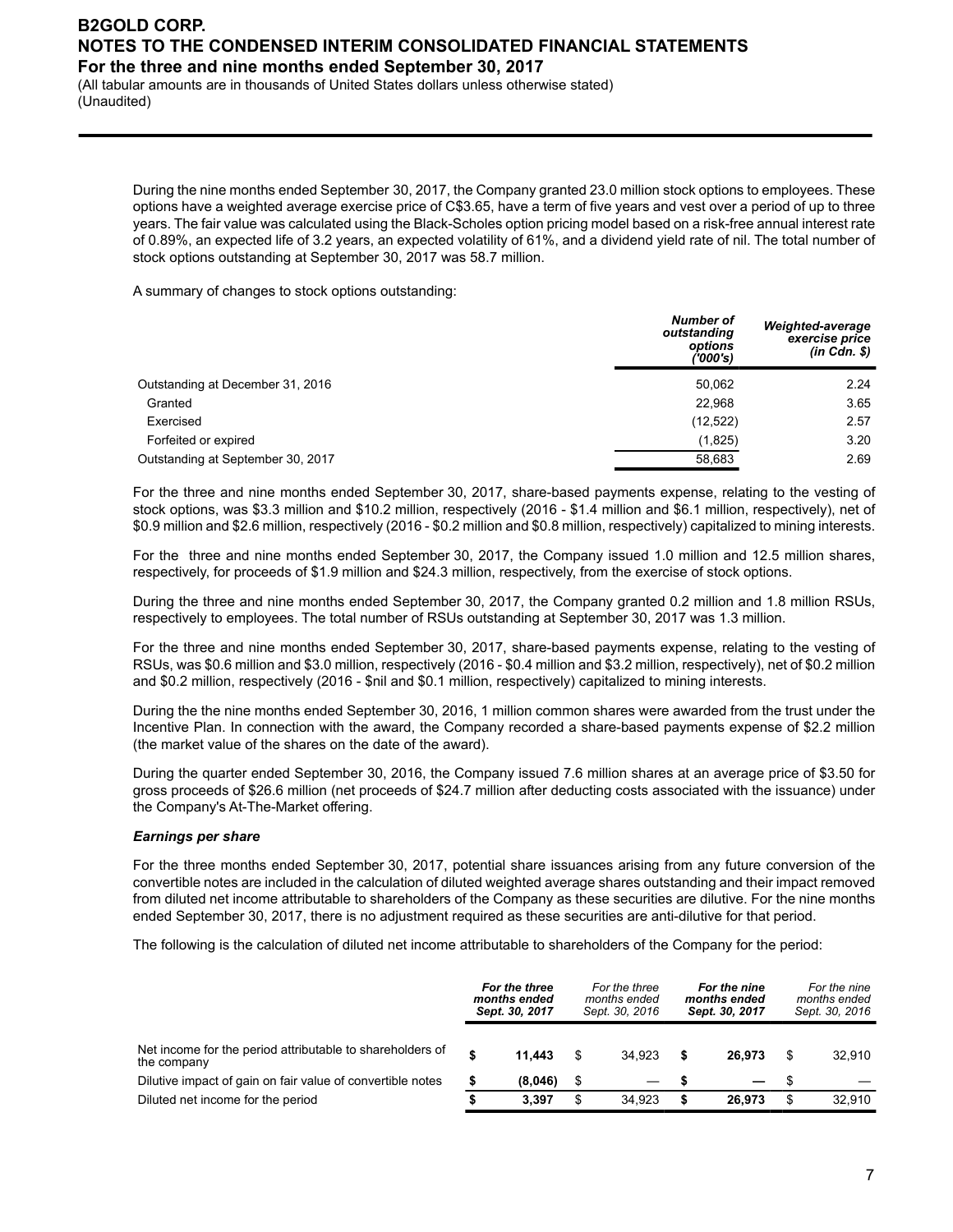During the nine months ended September 30, 2017, the Company granted 23.0 million stock options to employees. These options have a weighted average exercise price of C$3.65, have a term of five years and vest over a period of up to three years. The fair value was calculated using the Black-Scholes option pricing model based on a risk-free annual interest rate of 0.89%, an expected life of 3.2 years, an expected volatility of 61%, and a dividend yield rate of nil. The total number of stock options outstanding at September 30, 2017 was 58.7 million.

A summary of changes to stock options outstanding:

| | ***Number of outstanding options ('000's)*** | ***Weighted-average exercise price (in Cdn. $)*** |
|---|---|---|
| Outstanding at December 31, 2016 | 50,062 | 2.24 |
| Granted | 22,968 | 3.65 |
| Exercised | (12,522) | 2.57 |
| Forfeited or expired | (1,825) | 3.20 |
| Outstanding at September 30, 2017 | 58,683 | 2.69 |

For the three and nine months ended September 30, 2017, share-based payments expense, relating to the vesting of stock options, was $3.3 million and $10.2 million, respectively (2016 - $1.4 million and $6.1 million, respectively), net of $0.9 million and $2.6 million, respectively (2016 - $0.2 million and $0.8 million, respectively) capitalized to mining interests.

For the three and nine months ended September 30, 2017, the Company issued 1.0 million and 12.5 million shares, respectively, for proceeds of $1.9 million and $24.3 million, respectively, from the exercise of stock options.

During the three and nine months ended September 30, 2017, the Company granted 0.2 million and 1.8 million RSUs, respectively to employees. The total number of RSUs outstanding at September 30, 2017 was 1.3 million.

For the three and nine months ended September 30, 2017, share-based payments expense, relating to the vesting of RSUs, was $0.6 million and $3.0 million, respectively (2016 - $0.4 million and $3.2 million, respectively), net of $0.2 million and $0.2 million, respectively (2016 - $nil and $0.1 million, respectively) capitalized to mining interests.

During the the nine months ended September 30, 2016, 1 million common shares were awarded from the trust under the Incentive Plan. In connection with the award, the Company recorded a share-based payments expense of $2.2 million (the market value of the shares on the date of the award).

During the quarter ended September 30, 2016, the Company issued 7.6 million shares at an average price of $3.50 for gross proceeds of $26.6 million (net proceeds of $24.7 million after deducting costs associated with the issuance) under the Company's At-The-Market offering.

***Earnings per share***

For the three months ended September 30, 2017, potential share issuances arising from any future conversion of the convertible notes are included in the calculation of diluted weighted average shares outstanding and their impact removed from diluted net income attributable to shareholders of the Company as these securities are dilutive. For the nine months ended September 30, 2017, there is no adjustment required as these securities are anti-dilutive for that period.

The following is the calculation of diluted net income attributable to shareholders of the Company for the period:

| | ***For the three months ended Sept. 30, 2017*** | *For the three months ended Sept. 30, 2016* | ***For the nine months ended Sept. 30, 2017*** | *For the nine months ended Sept. 30, 2016* |
|---|---|---|---|---|
| Net income for the period attributable to shareholders of the company | **$ 11,443** | $ 34,923 | **$ 26,973** | $ 32,910 |
| Dilutive impact of gain on fair value of convertible notes | **$ (8,046)** | $ — | **$ —** | $ — |
| Diluted net income for the period | **$ 3,397** | $ 34,923 | **$ 26,973** | $ 32,910 |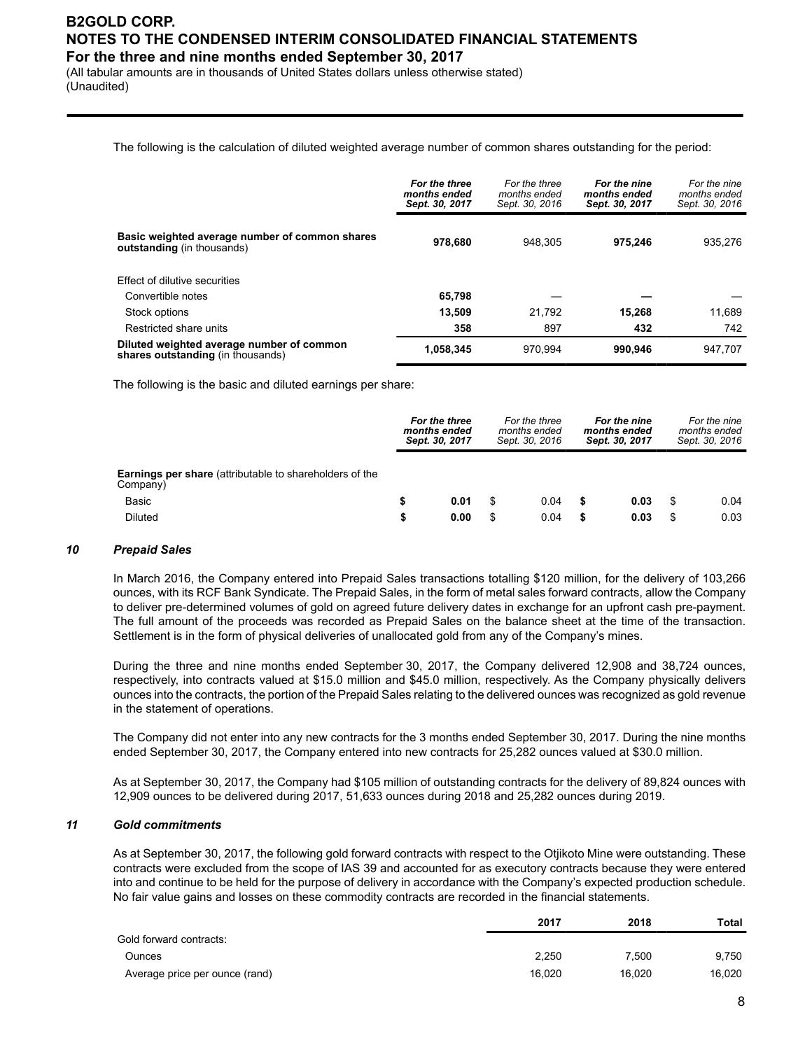The following is the calculation of diluted weighted average number of common shares outstanding for the period:

| | For the three months ended Sept. 30, 2017 | For the three months ended Sept. 30, 2016 | For the nine months ended Sept. 30, 2017 | For the nine months ended Sept. 30, 2016 |
|---|---|---|---|---|
| **Basic weighted average number of common shares outstanding** (in thousands) | **978,680** | 948,305 | **975,246** | 935,276 |
| Effect of dilutive securities | | | | |
| Convertible notes | **65,798** | — | **—** | — |
| Stock options | **13,509** | 21,792 | **15,268** | 11,689 |
| Restricted share units | **358** | 897 | **432** | 742 |
| **Diluted weighted average number of common shares outstanding** (in thousands) | **1,058,345** | 970,994 | **990,946** | 947,707 |

The following is the basic and diluted earnings per share:

| | For the three months ended Sept. 30, 2017 | For the three months ended Sept. 30, 2016 | For the nine months ended Sept. 30, 2017 | For the nine months ended Sept. 30, 2016 |
|---|---|---|---|---|
| **Earnings per share** (attributable to shareholders of the Company) | | | | |
| Basic | **$ 0.01** | $ 0.04 | **$ 0.03** | $ 0.04 |
| Diluted | **$ 0.00** | $ 0.04 | **$ 0.03** | $ 0.03 |

## 10 *Prepaid Sales*

In March 2016, the Company entered into Prepaid Sales transactions totalling $120 million, for the delivery of 103,266 ounces, with its RCF Bank Syndicate. The Prepaid Sales, in the form of metal sales forward contracts, allow the Company to deliver pre-determined volumes of gold on agreed future delivery dates in exchange for an upfront cash pre-payment. The full amount of the proceeds was recorded as Prepaid Sales on the balance sheet at the time of the transaction. Settlement is in the form of physical deliveries of unallocated gold from any of the Company's mines.

During the three and nine months ended September 30, 2017, the Company delivered 12,908 and 38,724 ounces, respectively, into contracts valued at $15.0 million and $45.0 million, respectively. As the Company physically delivers ounces into the contracts, the portion of the Prepaid Sales relating to the delivered ounces was recognized as gold revenue in the statement of operations.

The Company did not enter into any new contracts for the 3 months ended September 30, 2017. During the nine months ended September 30, 2017, the Company entered into new contracts for 25,282 ounces valued at $30.0 million.

As at September 30, 2017, the Company had $105 million of outstanding contracts for the delivery of 89,824 ounces with 12,909 ounces to be delivered during 2017, 51,633 ounces during 2018 and 25,282 ounces during 2019.

## 11 *Gold commitments*

As at September 30, 2017, the following gold forward contracts with respect to the Otjikoto Mine were outstanding. These contracts were excluded from the scope of IAS 39 and accounted for as executory contracts because they were entered into and continue to be held for the purpose of delivery in accordance with the Company's expected production schedule. No fair value gains and losses on these commodity contracts are recorded in the financial statements.

| | 2017 | 2018 | Total |
|---|---|---|---|
| Gold forward contracts: | | | |
| Ounces | 2,250 | 7,500 | 9,750 |
| Average price per ounce (rand) | 16,020 | 16,020 | 16,020 |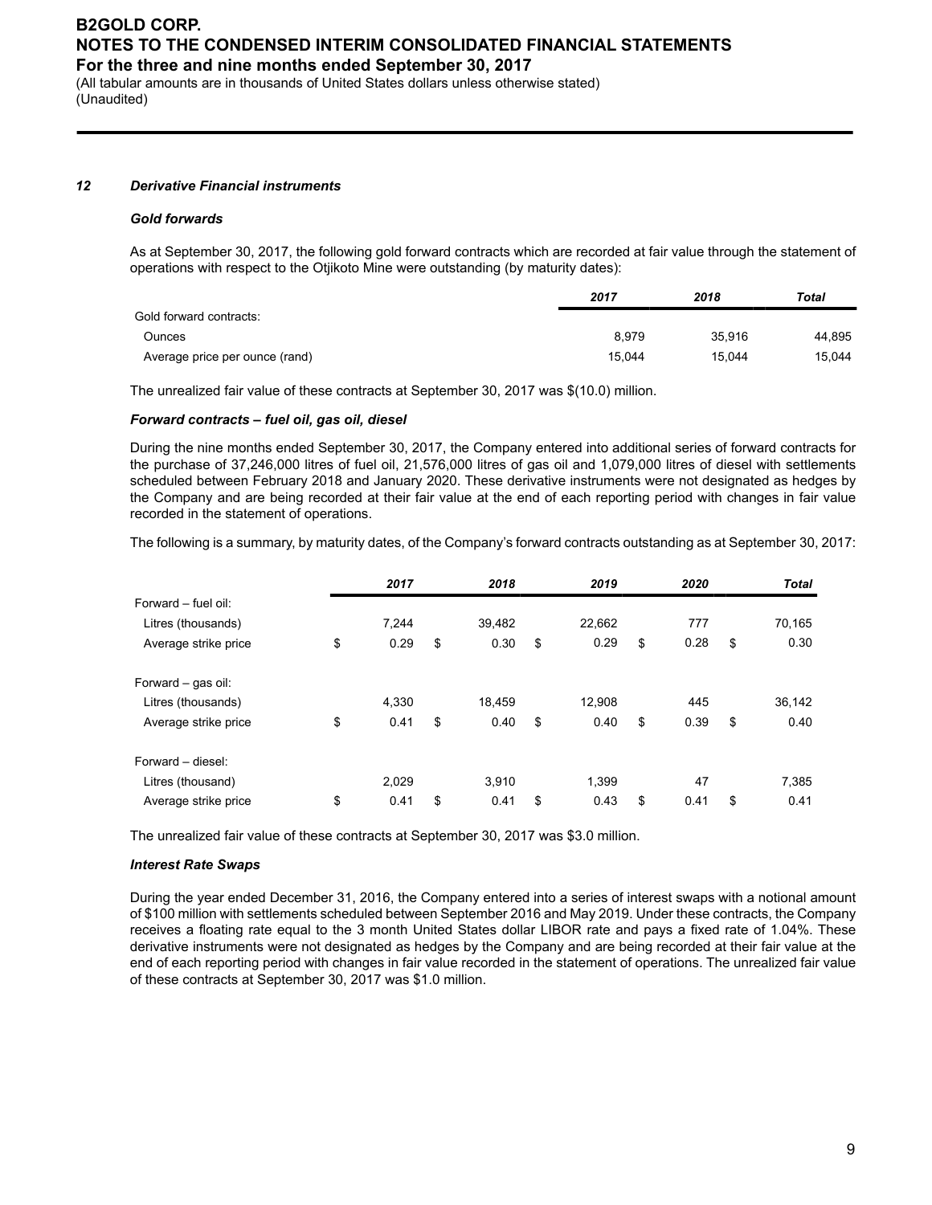### 12 Derivative Financial instruments

#### Gold forwards

As at September 30, 2017, the following gold forward contracts which are recorded at fair value through the statement of operations with respect to the Otjikoto Mine were outstanding (by maturity dates):

| | 2017 | 2018 | Total |
|---|---|---|---|
| Gold forward contracts: | | | |
| Ounces | 8,979 | 35,916 | 44,895 |
| Average price per ounce (rand) | 15,044 | 15,044 | 15,044 |

The unrealized fair value of these contracts at September 30, 2017 was $(10.0) million.

#### Forward contracts – fuel oil, gas oil, diesel

During the nine months ended September 30, 2017, the Company entered into additional series of forward contracts for the purchase of 37,246,000 litres of fuel oil, 21,576,000 litres of gas oil and 1,079,000 litres of diesel with settlements scheduled between February 2018 and January 2020. These derivative instruments were not designated as hedges by the Company and are being recorded at their fair value at the end of each reporting period with changes in fair value recorded in the statement of operations.

The following is a summary, by maturity dates, of the Company's forward contracts outstanding as at September 30, 2017:

| | 2017 | 2018 | 2019 | 2020 | Total |
|---|---|---|---|---|---|
| Forward – fuel oil: | | | | | |
| Litres (thousands) | 7,244 | 39,482 | 22,662 | 777 | 70,165 |
| Average strike price | $ 0.29 | $ 0.30 | $ 0.29 | $ 0.28 | $ 0.30 |
| Forward – gas oil: | | | | | |
| Litres (thousands) | 4,330 | 18,459 | 12,908 | 445 | 36,142 |
| Average strike price | $ 0.41 | $ 0.40 | $ 0.40 | $ 0.39 | $ 0.40 |
| Forward – diesel: | | | | | |
| Litres (thousand) | 2,029 | 3,910 | 1,399 | 47 | 7,385 |
| Average strike price | $ 0.41 | $ 0.41 | $ 0.43 | $ 0.41 | $ 0.41 |

The unrealized fair value of these contracts at September 30, 2017 was $3.0 million.

#### Interest Rate Swaps

During the year ended December 31, 2016, the Company entered into a series of interest swaps with a notional amount of $100 million with settlements scheduled between September 2016 and May 2019. Under these contracts, the Company receives a floating rate equal to the 3 month United States dollar LIBOR rate and pays a fixed rate of 1.04%. These derivative instruments were not designated as hedges by the Company and are being recorded at their fair value at the end of each reporting period with changes in fair value recorded in the statement of operations. The unrealized fair value of these contracts at September 30, 2017 was $1.0 million.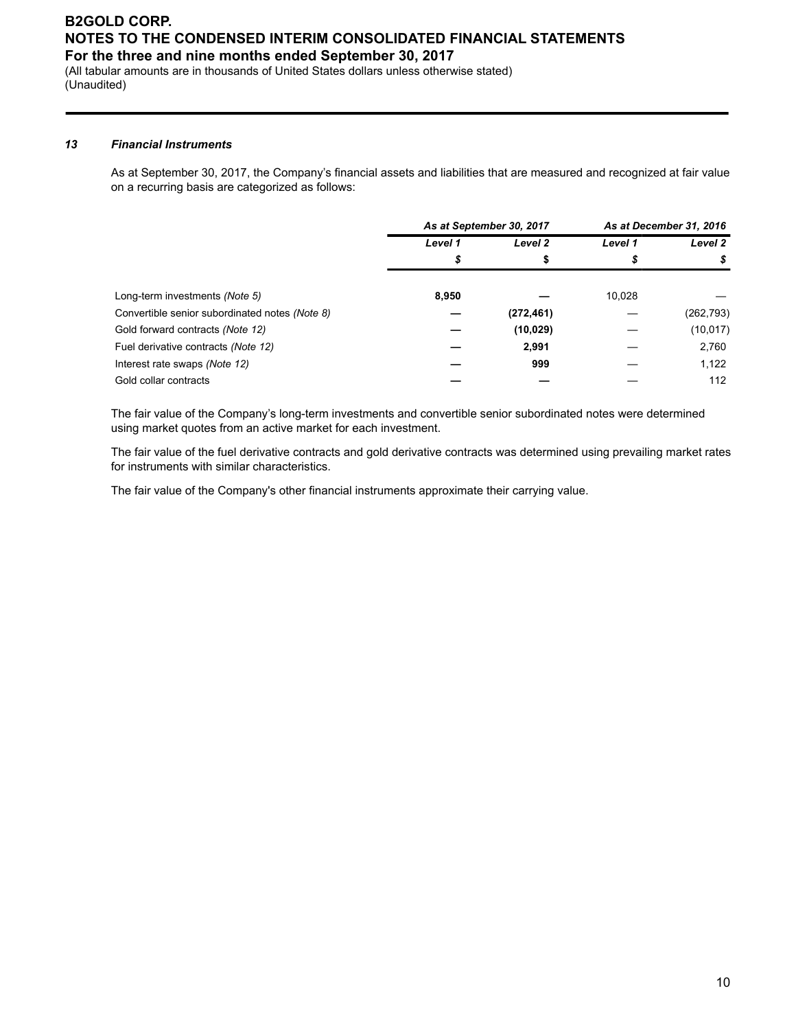### 13 Financial Instruments

As at September 30, 2017, the Company's financial assets and liabilities that are measured and recognized at fair value on a recurring basis are categorized as follows:

| | As at September 30, 2017 | | As at December 31, 2016 | |
|---|---|---|---|---|
| | Level 1 | Level 2 | Level 1 | Level 2 |
| | $ | $ | $ | $ |
| Long-term investments *(Note 5)* | **8,950** | **—** | 10,028 | — |
| Convertible senior subordinated notes *(Note 8)* | **—** | **(272,461)** | — | (262,793) |
| Gold forward contracts *(Note 12)* | **—** | **(10,029)** | — | (10,017) |
| Fuel derivative contracts *(Note 12)* | **—** | **2,991** | — | 2,760 |
| Interest rate swaps *(Note 12)* | **—** | **999** | — | 1,122 |
| Gold collar contracts | **—** | **—** | — | 112 |

The fair value of the Company's long-term investments and convertible senior subordinated notes were determined using market quotes from an active market for each investment.

The fair value of the fuel derivative contracts and gold derivative contracts was determined using prevailing market rates for instruments with similar characteristics.

The fair value of the Company's other financial instruments approximate their carrying value.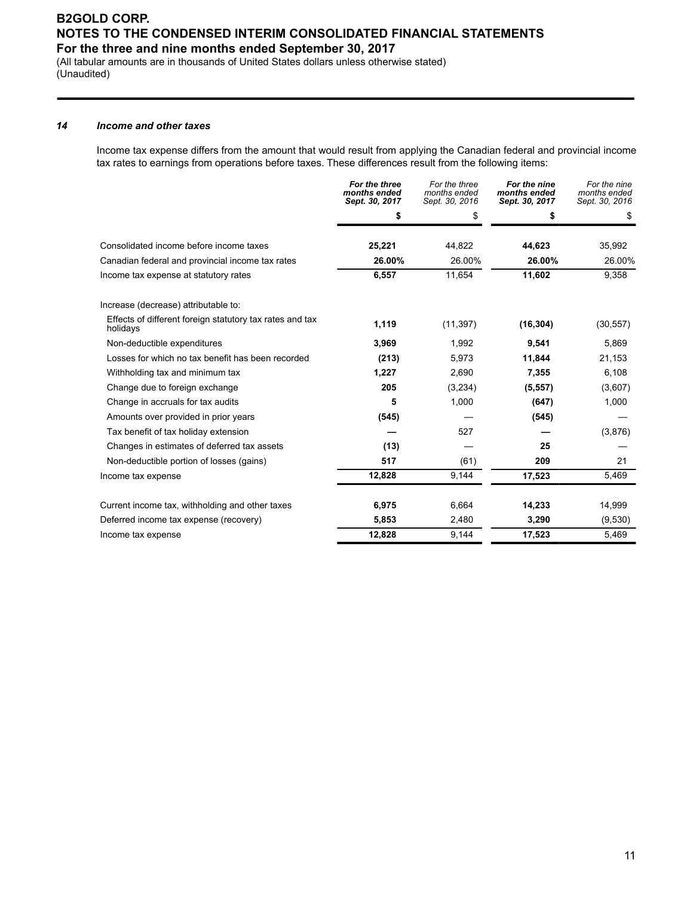# B2GOLD CORP.
## NOTES TO THE CONDENSED INTERIM CONSOLIDATED FINANCIAL STATEMENTS
### For the three and nine months ended September 30, 2017

(All tabular amounts are in thousands of United States dollars unless otherwise stated)
(Unaudited)

### 14 *Income and other taxes*

Income tax expense differs from the amount that would result from applying the Canadian federal and provincial income tax rates to earnings from operations before taxes. These differences result from the following items:

| | ***For the three months ended Sept. 30, 2017*** | *For the three months ended Sept. 30, 2016* | ***For the nine months ended Sept. 30, 2017*** | *For the nine months ended Sept. 30, 2016* |
|---|---|---|---|---|
| | **$** | $ | **$** | $ |
| Consolidated income before income taxes | **25,221** | 44,822 | **44,623** | 35,992 |
| Canadian federal and provincial income tax rates | **26.00%** | 26.00% | **26.00%** | 26.00% |
| Income tax expense at statutory rates | **6,557** | 11,654 | **11,602** | 9,358 |
| Increase (decrease) attributable to: | | | | |
| Effects of different foreign statutory tax rates and tax holidays | **1,119** | (11,397) | **(16,304)** | (30,557) |
| Non-deductible expenditures | **3,969** | 1,992 | **9,541** | 5,869 |
| Losses for which no tax benefit has been recorded | **(213)** | 5,973 | **11,844** | 21,153 |
| Withholding tax and minimum tax | **1,227** | 2,690 | **7,355** | 6,108 |
| Change due to foreign exchange | **205** | (3,234) | **(5,557)** | (3,607) |
| Change in accruals for tax audits | **5** | 1,000 | **(647)** | 1,000 |
| Amounts over provided in prior years | **(545)** | — | **(545)** | — |
| Tax benefit of tax holiday extension | **—** | 527 | **—** | (3,876) |
| Changes in estimates of deferred tax assets | **(13)** | — | **25** | — |
| Non-deductible portion of losses (gains) | **517** | (61) | **209** | 21 |
| Income tax expense | **12,828** | 9,144 | **17,523** | 5,469 |
| | | | | |
| Current income tax, withholding and other taxes | **6,975** | 6,664 | **14,233** | 14,999 |
| Deferred income tax expense (recovery) | **5,853** | 2,480 | **3,290** | (9,530) |
| Income tax expense | **12,828** | 9,144 | **17,523** | 5,469 |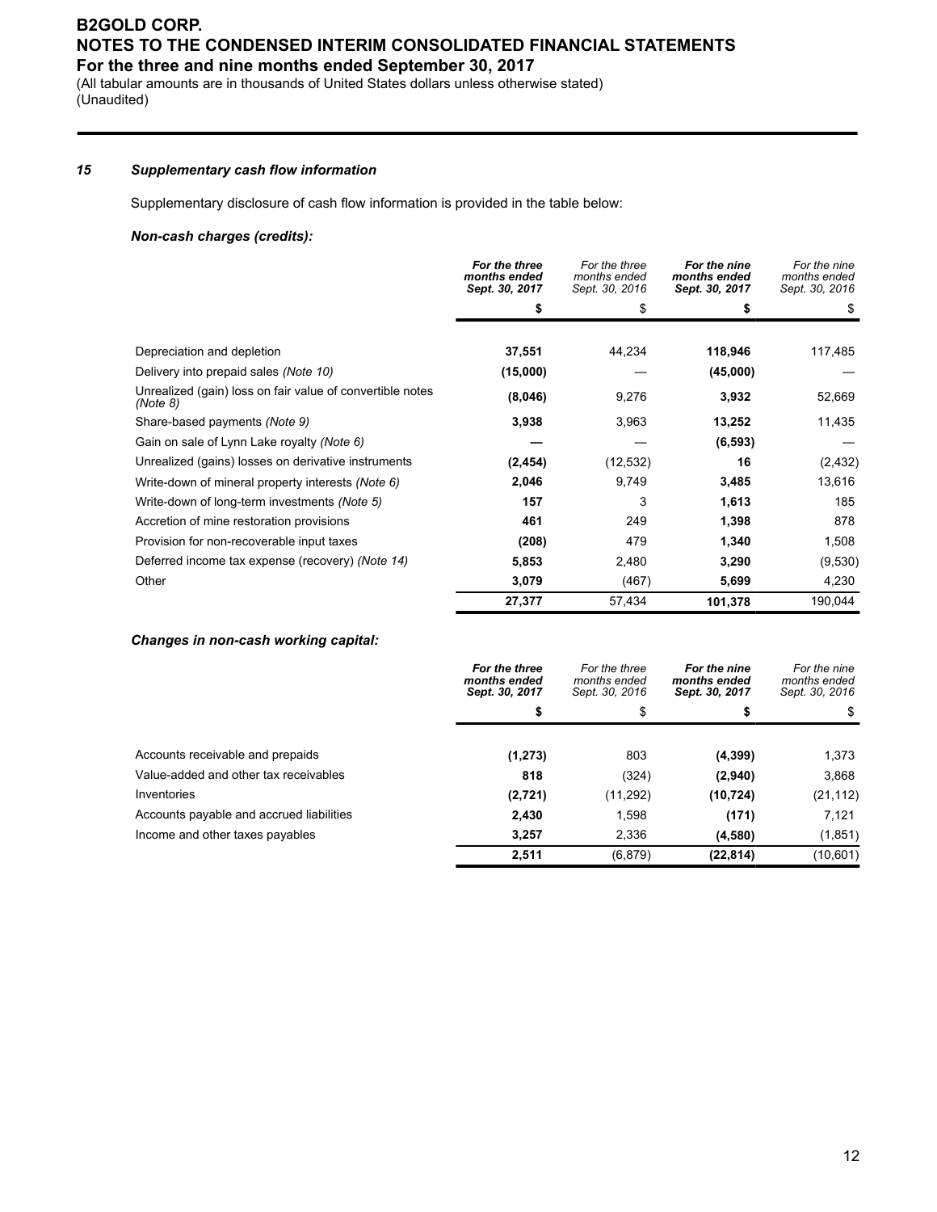## 15 Supplementary cash flow information

Supplementary disclosure of cash flow information is provided in the table below:

### *Non-cash charges (credits):*

| | **For the three months ended Sept. 30, 2017** | *For the three months ended Sept. 30, 2016* | **For the nine months ended Sept. 30, 2017** | *For the nine months ended Sept. 30, 2016* |
|---|---|---|---|---|
| | **$** | $ | **$** | $ |
| Depreciation and depletion | **37,551** | 44,234 | **118,946** | 117,485 |
| Delivery into prepaid sales *(Note 10)* | **(15,000)** | — | **(45,000)** | — |
| Unrealized (gain) loss on fair value of convertible notes *(Note 8)* | **(8,046)** | 9,276 | **3,932** | 52,669 |
| Share-based payments *(Note 9)* | **3,938** | 3,963 | **13,252** | 11,435 |
| Gain on sale of Lynn Lake royalty *(Note 6)* | **—** | — | **(6,593)** | — |
| Unrealized (gains) losses on derivative instruments | **(2,454)** | (12,532) | **16** | (2,432) |
| Write-down of mineral property interests *(Note 6)* | **2,046** | 9,749 | **3,485** | 13,616 |
| Write-down of long-term investments *(Note 5)* | **157** | 3 | **1,613** | 185 |
| Accretion of mine restoration provisions | **461** | 249 | **1,398** | 878 |
| Provision for non-recoverable input taxes | **(208)** | 479 | **1,340** | 1,508 |
| Deferred income tax expense (recovery) *(Note 14)* | **5,853** | 2,480 | **3,290** | (9,530) |
| Other | **3,079** | (467) | **5,699** | 4,230 |
| | **27,377** | 57,434 | **101,378** | 190,044 |

### *Changes in non-cash working capital:*

| | **For the three months ended Sept. 30, 2017** | *For the three months ended Sept. 30, 2016* | **For the nine months ended Sept. 30, 2017** | *For the nine months ended Sept. 30, 2016* |
|---|---|---|---|---|
| | **$** | $ | **$** | $ |
| Accounts receivable and prepaids | **(1,273)** | 803 | **(4,399)** | 1,373 |
| Value-added and other tax receivables | **818** | (324) | **(2,940)** | 3,868 |
| Inventories | **(2,721)** | (11,292) | **(10,724)** | (21,112) |
| Accounts payable and accrued liabilities | **2,430** | 1,598 | **(171)** | 7,121 |
| Income and other taxes payables | **3,257** | 2,336 | **(4,580)** | (1,851) |
| | **2,511** | (6,879) | **(22,814)** | (10,601) |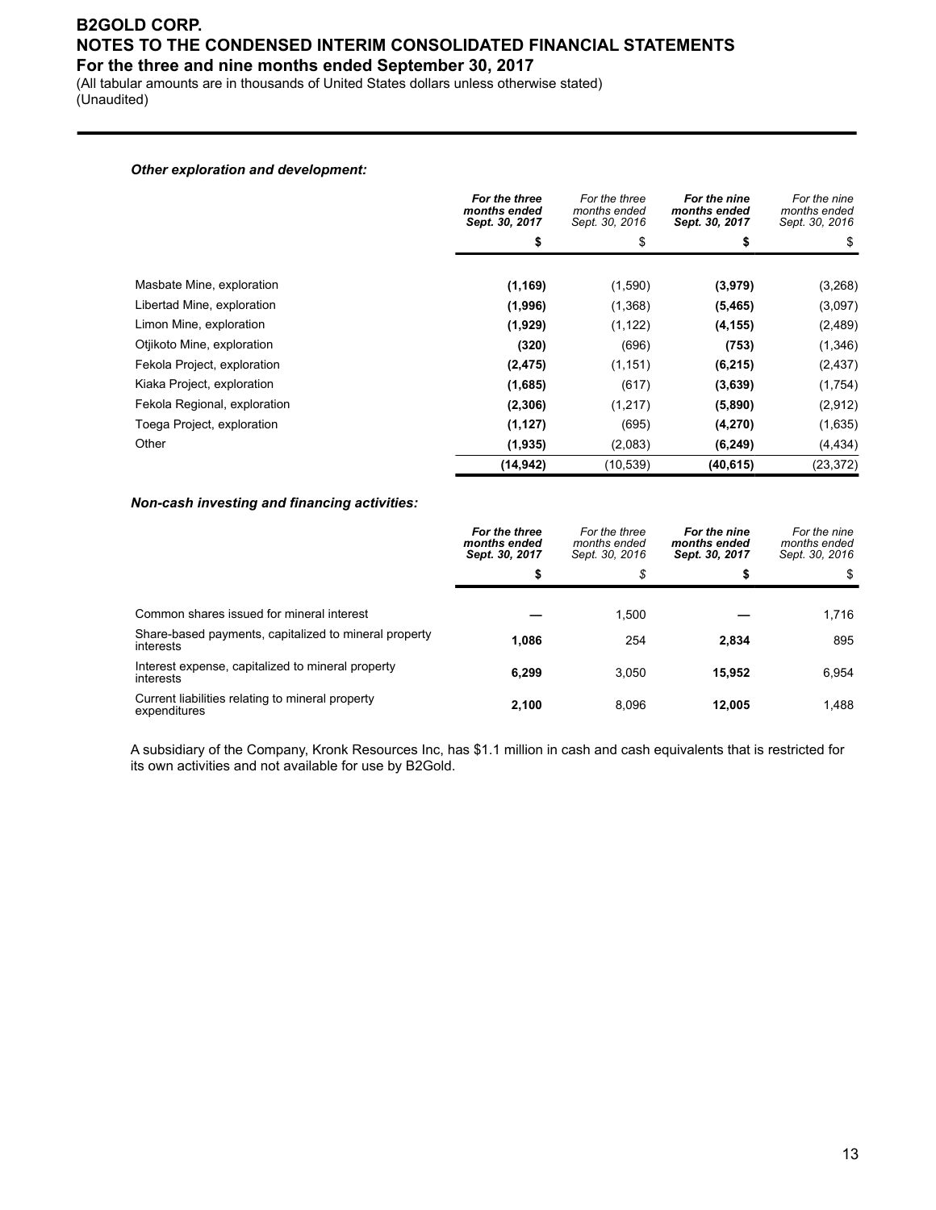*Other exploration and development:*

| | ***For the three months ended Sept. 30, 2017*** | *For the three months ended Sept. 30, 2016* | ***For the nine months ended Sept. 30, 2017*** | *For the nine months ended Sept. 30, 2016* |
|---|---|---|---|---|
| | **$** | $ | **$** | $ |
| Masbate Mine, exploration | **(1,169)** | (1,590) | **(3,979)** | (3,268) |
| Libertad Mine, exploration | **(1,996)** | (1,368) | **(5,465)** | (3,097) |
| Limon Mine, exploration | **(1,929)** | (1,122) | **(4,155)** | (2,489) |
| Otjikoto Mine, exploration | **(320)** | (696) | **(753)** | (1,346) |
| Fekola Project, exploration | **(2,475)** | (1,151) | **(6,215)** | (2,437) |
| Kiaka Project, exploration | **(1,685)** | (617) | **(3,639)** | (1,754) |
| Fekola Regional, exploration | **(2,306)** | (1,217) | **(5,890)** | (2,912) |
| Toega Project, exploration | **(1,127)** | (695) | **(4,270)** | (1,635) |
| Other | **(1,935)** | (2,083) | **(6,249)** | (4,434) |
| | **(14,942)** | (10,539) | **(40,615)** | (23,372) |

*Non-cash investing and financing activities:*

| | ***For the three months ended Sept. 30, 2017*** | *For the three months ended Sept. 30, 2016* | ***For the nine months ended Sept. 30, 2017*** | *For the nine months ended Sept. 30, 2016* |
|---|---|---|---|---|
| | **$** | *$* | **$** | $ |
| Common shares issued for mineral interest | **—** | 1,500 | **—** | 1,716 |
| Share-based payments, capitalized to mineral property interests | **1,086** | 254 | **2,834** | 895 |
| Interest expense, capitalized to mineral property interests | **6,299** | 3,050 | **15,952** | 6,954 |
| Current liabilities relating to mineral property expenditures | **2,100** | 8,096 | **12,005** | 1,488 |

A subsidiary of the Company, Kronk Resources Inc, has $1.1 million in cash and cash equivalents that is restricted for its own activities and not available for use by B2Gold.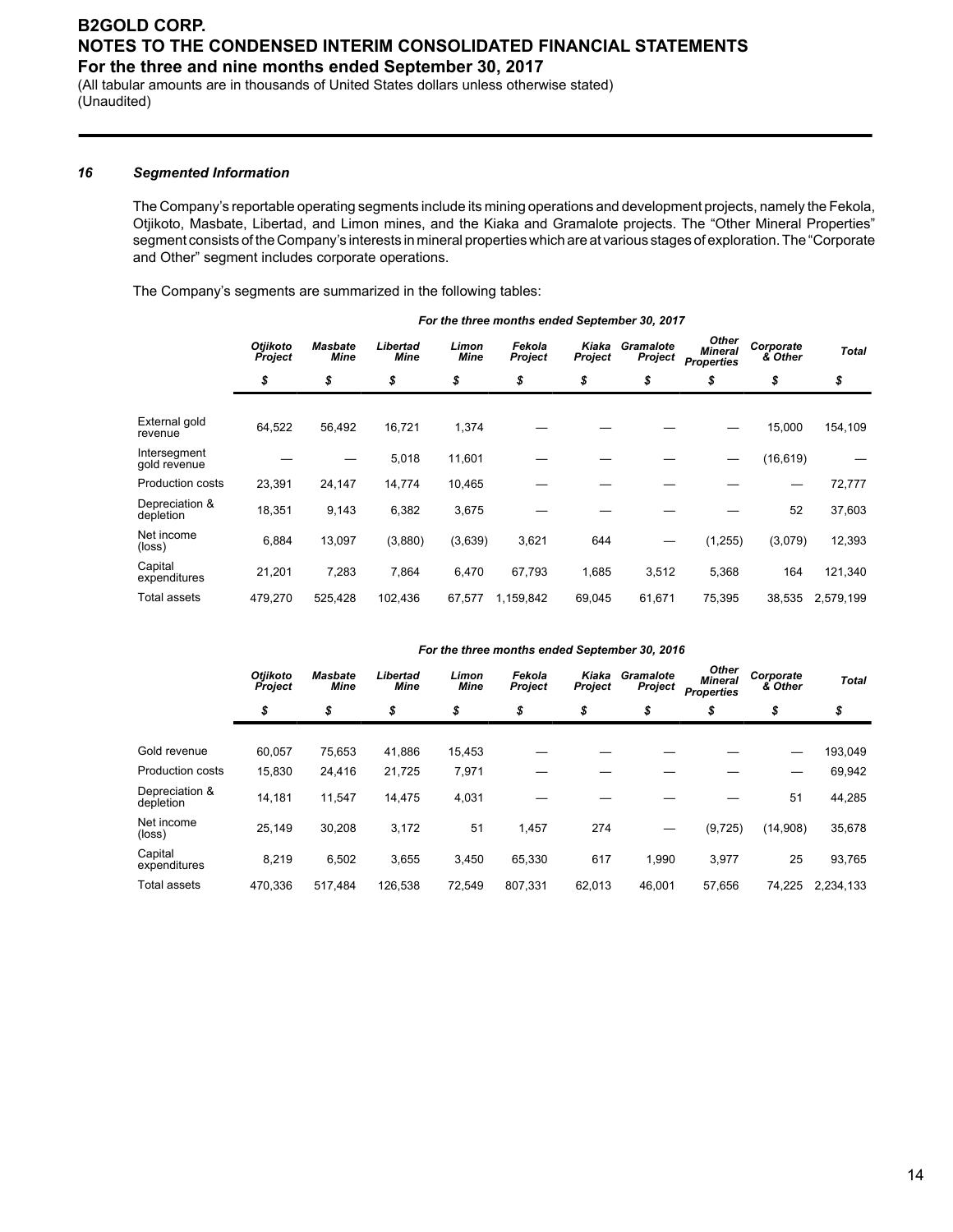### 16 Segmented Information

The Company's reportable operating segments include its mining operations and development projects, namely the Fekola, Otjikoto, Masbate, Libertad, and Limon mines, and the Kiaka and Gramalote projects. The "Other Mineral Properties" segment consists of the Company's interests in mineral properties which are at various stages of exploration. The "Corporate and Other" segment includes corporate operations.

The Company's segments are summarized in the following tables:

| | *For the three months ended September 30, 2017* | | | | | | | | | |
|---|---|---|---|---|---|---|---|---|---|---|
| | ***Otjikoto Project*** | ***Masbate Mine*** | ***Libertad Mine*** | ***Limon Mine*** | ***Fekola Project*** | ***Kiaka Project*** | ***Gramalote Project*** | ***Other Mineral Properties*** | ***Corporate & Other*** | ***Total*** |
| | ***$*** | ***$*** | ***$*** | ***$*** | ***$*** | ***$*** | ***$*** | ***$*** | ***$*** | ***$*** |
| External gold revenue | 64,522 | 56,492 | 16,721 | 1,374 | — | — | — | — | 15,000 | 154,109 |
| Intersegment gold revenue | — | — | 5,018 | 11,601 | — | — | — | — | (16,619) | — |
| Production costs | 23,391 | 24,147 | 14,774 | 10,465 | — | — | — | — | — | 72,777 |
| Depreciation & depletion | 18,351 | 9,143 | 6,382 | 3,675 | — | — | — | — | 52 | 37,603 |
| Net income (loss) | 6,884 | 13,097 | (3,880) | (3,639) | 3,621 | 644 | — | (1,255) | (3,079) | 12,393 |
| Capital expenditures | 21,201 | 7,283 | 7,864 | 6,470 | 67,793 | 1,685 | 3,512 | 5,368 | 164 | 121,340 |
| Total assets | 479,270 | 525,428 | 102,436 | 67,577 | 1,159,842 | 69,045 | 61,671 | 75,395 | 38,535 | 2,579,199 |

| | *For the three months ended September 30, 2016* | | | | | | | | | |
|---|---|---|---|---|---|---|---|---|---|---|
| | ***Otjikoto Project*** | ***Masbate Mine*** | ***Libertad Mine*** | ***Limon Mine*** | ***Fekola Project*** | ***Kiaka Project*** | ***Gramalote Project*** | ***Other Mineral Properties*** | ***Corporate & Other*** | ***Total*** |
| | ***$*** | ***$*** | ***$*** | ***$*** | ***$*** | ***$*** | ***$*** | ***$*** | ***$*** | ***$*** |
| Gold revenue | 60,057 | 75,653 | 41,886 | 15,453 | — | — | — | — | — | 193,049 |
| Production costs | 15,830 | 24,416 | 21,725 | 7,971 | — | — | — | — | — | 69,942 |
| Depreciation & depletion | 14,181 | 11,547 | 14,475 | 4,031 | — | — | — | — | 51 | 44,285 |
| Net income (loss) | 25,149 | 30,208 | 3,172 | 51 | 1,457 | 274 | — | (9,725) | (14,908) | 35,678 |
| Capital expenditures | 8,219 | 6,502 | 3,655 | 3,450 | 65,330 | 617 | 1,990 | 3,977 | 25 | 93,765 |
| Total assets | 470,336 | 517,484 | 126,538 | 72,549 | 807,331 | 62,013 | 46,001 | 57,656 | 74,225 | 2,234,133 |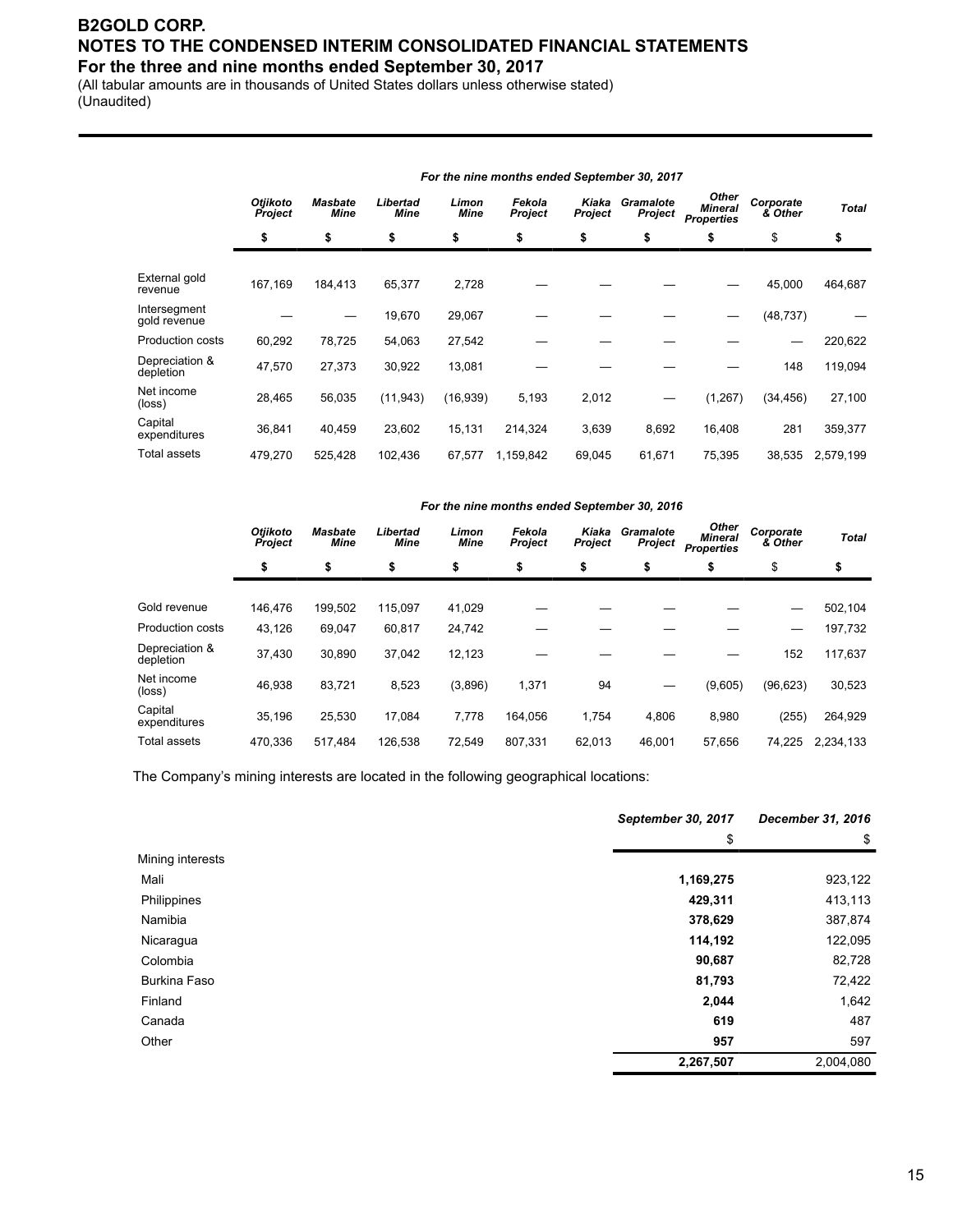# B2GOLD CORP.
## NOTES TO THE CONDENSED INTERIM CONSOLIDATED FINANCIAL STATEMENTS
### For the three and nine months ended September 30, 2017

(All tabular amounts are in thousands of United States dollars unless otherwise stated)
(Unaudited)

| | *For the nine months ended September 30, 2017* | | | | | | | | | |
|---|---|---|---|---|---|---|---|---|---|---|
| | *Otjikoto Project* | *Masbate Mine* | *Libertad Mine* | *Limon Mine* | *Fekola Project* | *Kiaka Project* | *Gramalote Project* | *Other Mineral Properties* | *Corporate & Other* | *Total* |
| | $ | $ | $ | $ | $ | $ | $ | $ | $ | $ |
| External gold revenue | 167,169 | 184,413 | 65,377 | 2,728 | — | — | — | — | 45,000 | 464,687 |
| Intersegment gold revenue | — | — | 19,670 | 29,067 | — | — | — | — | (48,737) | — |
| Production costs | 60,292 | 78,725 | 54,063 | 27,542 | — | — | — | — | — | 220,622 |
| Depreciation & depletion | 47,570 | 27,373 | 30,922 | 13,081 | — | — | — | — | 148 | 119,094 |
| Net income (loss) | 28,465 | 56,035 | (11,943) | (16,939) | 5,193 | 2,012 | — | (1,267) | (34,456) | 27,100 |
| Capital expenditures | 36,841 | 40,459 | 23,602 | 15,131 | 214,324 | 3,639 | 8,692 | 16,408 | 281 | 359,377 |
| Total assets | 479,270 | 525,428 | 102,436 | 67,577 | 1,159,842 | 69,045 | 61,671 | 75,395 | 38,535 | 2,579,199 |

| | *For the nine months ended September 30, 2016* | | | | | | | | | |
|---|---|---|---|---|---|---|---|---|---|---|
| | *Otjikoto Project* | *Masbate Mine* | *Libertad Mine* | *Limon Mine* | *Fekola Project* | *Kiaka Project* | *Gramalote Project* | *Other Mineral Properties* | *Corporate & Other* | *Total* |
| | $ | $ | $ | $ | $ | $ | $ | $ | $ | $ |
| Gold revenue | 146,476 | 199,502 | 115,097 | 41,029 | — | — | — | — | — | 502,104 |
| Production costs | 43,126 | 69,047 | 60,817 | 24,742 | — | — | — | — | — | 197,732 |
| Depreciation & depletion | 37,430 | 30,890 | 37,042 | 12,123 | — | — | — | — | 152 | 117,637 |
| Net income (loss) | 46,938 | 83,721 | 8,523 | (3,896) | 1,371 | 94 | — | (9,605) | (96,623) | 30,523 |
| Capital expenditures | 35,196 | 25,530 | 17,084 | 7,778 | 164,056 | 1,754 | 4,806 | 8,980 | (255) | 264,929 |
| Total assets | 470,336 | 517,484 | 126,538 | 72,549 | 807,331 | 62,013 | 46,001 | 57,656 | 74,225 | 2,234,133 |

The Company's mining interests are located in the following geographical locations:

| | ***September 30, 2017*** | ***December 31, 2016*** |
|---|---|---|
| | $ | $ |
| Mining interests | | |
| Mali | **1,169,275** | 923,122 |
| Philippines | **429,311** | 413,113 |
| Namibia | **378,629** | 387,874 |
| Nicaragua | **114,192** | 122,095 |
| Colombia | **90,687** | 82,728 |
| Burkina Faso | **81,793** | 72,422 |
| Finland | **2,044** | 1,642 |
| Canada | **619** | 487 |
| Other | **957** | 597 |
| | **2,267,507** | 2,004,080 |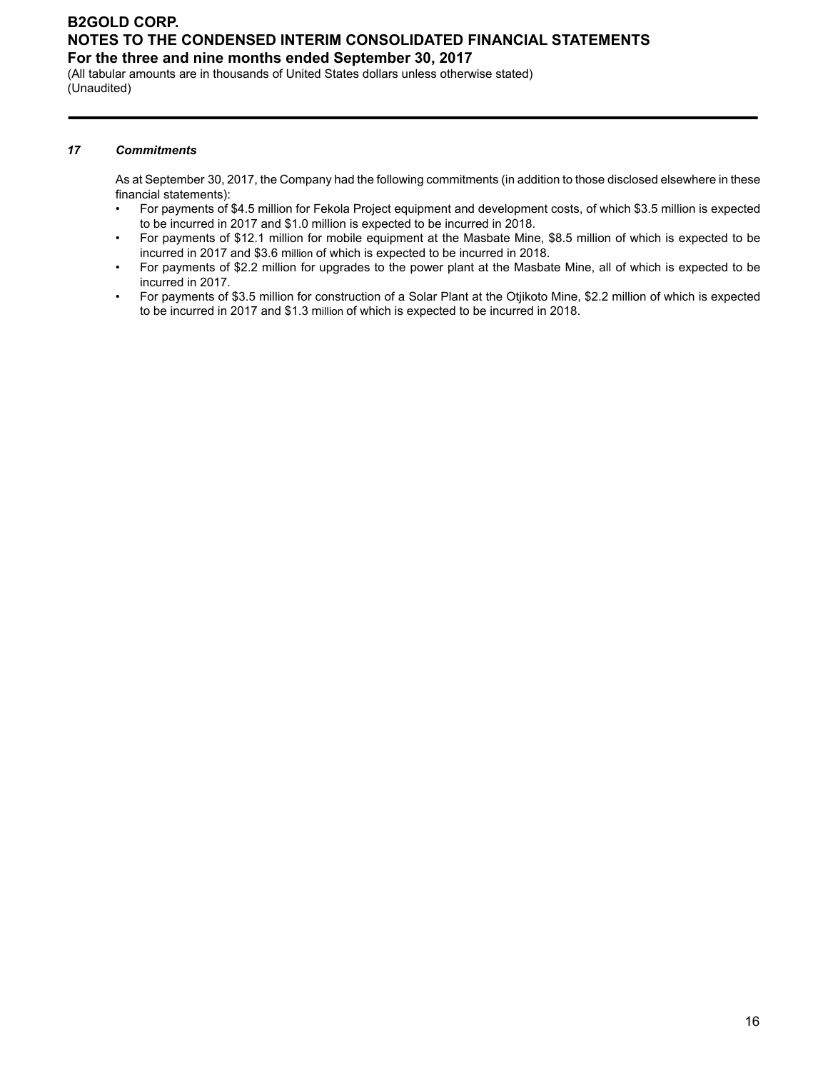### *17 Commitments*

As at September 30, 2017, the Company had the following commitments (in addition to those disclosed elsewhere in these financial statements):

- For payments of \$4.5 million for Fekola Project equipment and development costs, of which \$3.5 million is expected to be incurred in 2017 and \$1.0 million is expected to be incurred in 2018.
- For payments of \$12.1 million for mobile equipment at the Masbate Mine, \$8.5 million of which is expected to be incurred in 2017 and \$3.6 million of which is expected to be incurred in 2018.
- For payments of \$2.2 million for upgrades to the power plant at the Masbate Mine, all of which is expected to be incurred in 2017.
- For payments of \$3.5 million for construction of a Solar Plant at the Otjikoto Mine, \$2.2 million of which is expected to be incurred in 2017 and \$1.3 million of which is expected to be incurred in 2018.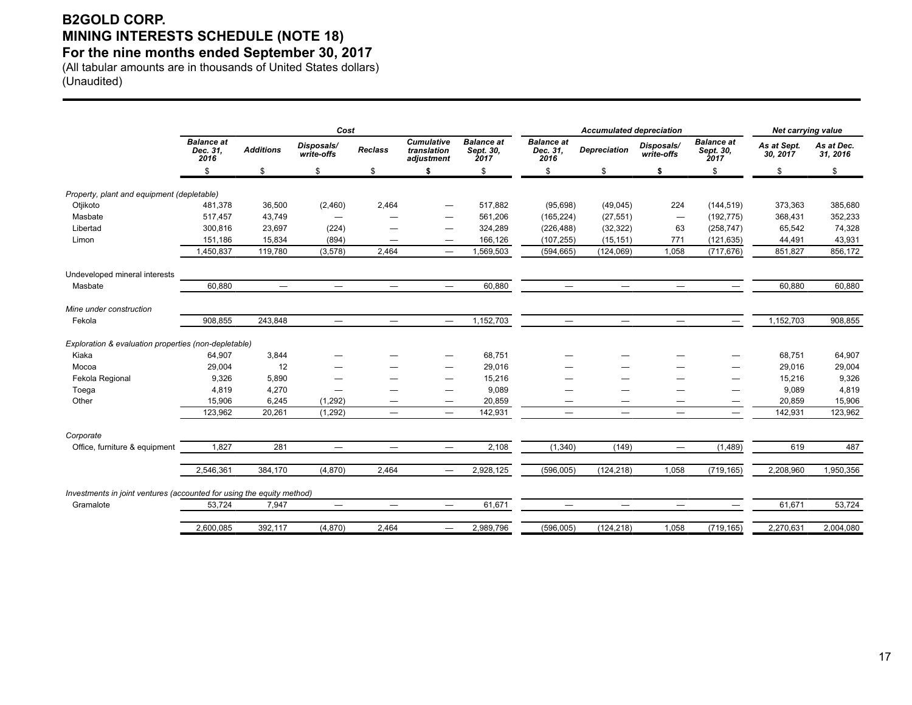# B2GOLD CORP.
# MINING INTERESTS SCHEDULE (NOTE 18)
# For the nine months ended September 30, 2017

(All tabular amounts are in thousands of United States dollars)
(Unaudited)

| | *Cost* | | | | | | *Accumulated depreciation* | | | | *Net carrying value* | |
|---|---|---|---|---|---|---|---|---|---|---|---|---|
| | ***Balance at Dec. 31, 2016*** | ***Additions*** | ***Disposals/ write-offs*** | ***Reclass*** | ***Cumulative translation adjustment*** | ***Balance at Sept. 30, 2017*** | ***Balance at Dec. 31, 2016*** | ***Depreciation*** | ***Disposals/ write-offs*** | ***Balance at Sept. 30, 2017*** | ***As at Sept. 30, 2017*** | ***As at Dec. 31, 2016*** |
| | $ | $ | $ | $ | **$** | $ | $ | $ | **$** | $ | $ | $ |
| *Property, plant and equipment (depletable)* | | | | | | | | | | | | |
| Otjikoto | 481,378 | 36,500 | (2,460) | 2,464 | — | 517,882 | (95,698) | (49,045) | 224 | (144,519) | 373,363 | 385,680 |
| Masbate | 517,457 | 43,749 | — | — | — | 561,206 | (165,224) | (27,551) | — | (192,775) | 368,431 | 352,233 |
| Libertad | 300,816 | 23,697 | (224) | — | — | 324,289 | (226,488) | (32,322) | 63 | (258,747) | 65,542 | 74,328 |
| Limon | 151,186 | 15,834 | (894) | — | — | 166,126 | (107,255) | (15,151) | 771 | (121,635) | 44,491 | 43,931 |
| | 1,450,837 | 119,780 | (3,578) | 2,464 | — | 1,569,503 | (594,665) | (124,069) | 1,058 | (717,676) | 851,827 | 856,172 |
| Undeveloped mineral interests | | | | | | | | | | | | |
| Masbate | 60,880 | — | — | — | — | 60,880 | — | — | — | — | 60,880 | 60,880 |
| *Mine under construction* | | | | | | | | | | | | |
| Fekola | 908,855 | 243,848 | — | — | — | 1,152,703 | — | — | — | — | 1,152,703 | 908,855 |
| *Exploration & evaluation properties (non-depletable)* | | | | | | | | | | | | |
| Kiaka | 64,907 | 3,844 | — | — | — | 68,751 | — | — | — | — | 68,751 | 64,907 |
| Mocoa | 29,004 | 12 | — | — | — | 29,016 | — | — | — | — | 29,016 | 29,004 |
| Fekola Regional | 9,326 | 5,890 | — | — | — | 15,216 | — | — | — | — | 15,216 | 9,326 |
| Toega | 4,819 | 4,270 | — | — | — | 9,089 | — | — | — | — | 9,089 | 4,819 |
| Other | 15,906 | 6,245 | (1,292) | — | — | 20,859 | — | — | — | — | 20,859 | 15,906 |
| | 123,962 | 20,261 | (1,292) | — | — | 142,931 | — | — | — | — | 142,931 | 123,962 |
| *Corporate* | | | | | | | | | | | | |
| Office, furniture & equipment | 1,827 | 281 | — | — | — | 2,108 | (1,340) | (149) | — | (1,489) | 619 | 487 |
| | 2,546,361 | 384,170 | (4,870) | 2,464 | — | 2,928,125 | (596,005) | (124,218) | 1,058 | (719,165) | 2,208,960 | 1,950,356 |
| *Investments in joint ventures (accounted for using the equity method)* | | | | | | | | | | | | |
| Gramalote | 53,724 | 7,947 | — | — | — | 61,671 | — | — | — | — | 61,671 | 53,724 |
| | 2,600,085 | 392,117 | (4,870) | 2,464 | — | 2,989,796 | (596,005) | (124,218) | 1,058 | (719,165) | 2,270,631 | 2,004,080 |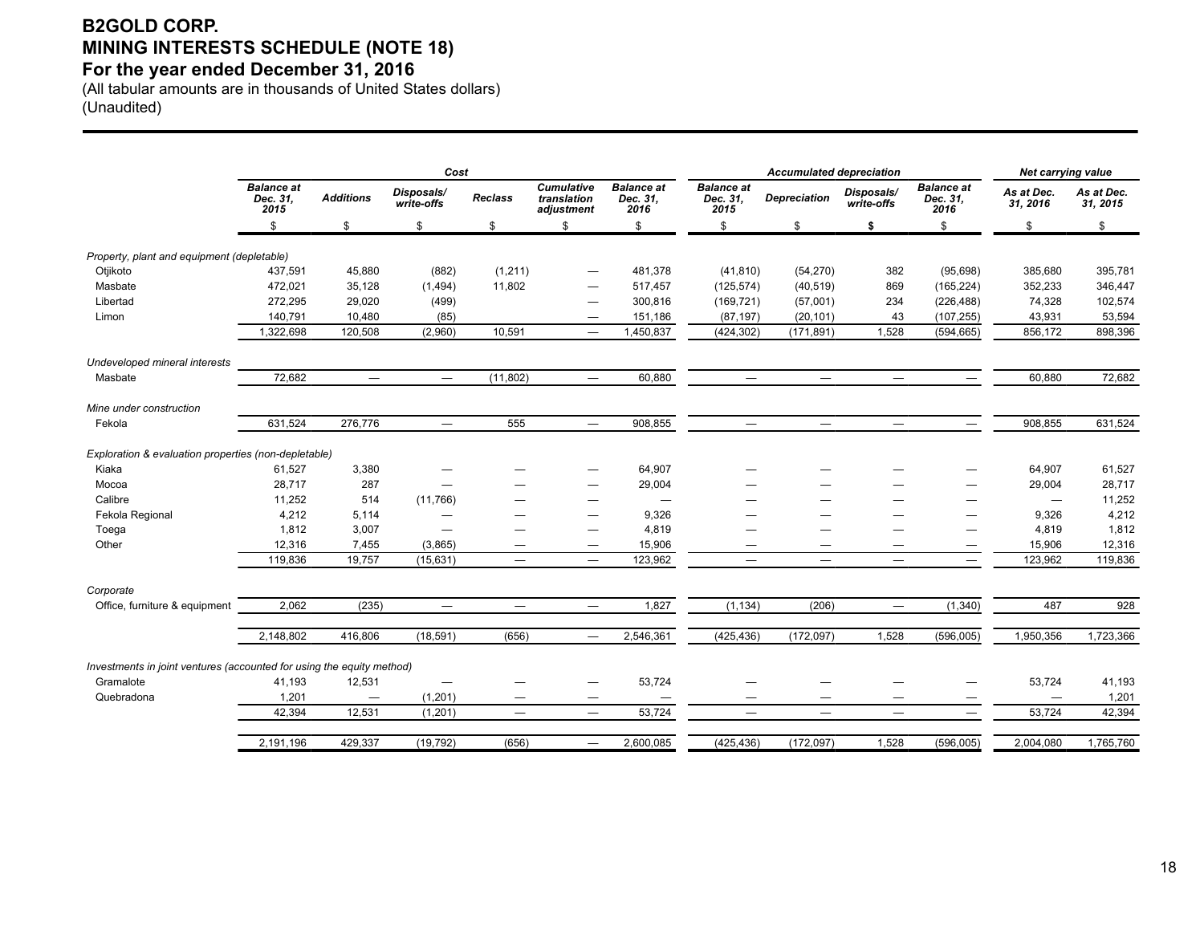# B2GOLD CORP.
# MINING INTERESTS SCHEDULE (NOTE 18)
# For the year ended December 31, 2016

(All tabular amounts are in thousands of United States dollars)
(Unaudited)

| | Cost | | | | | | Accumulated depreciation | | | | Net carrying value | |
|---|---|---|---|---|---|---|---|---|---|---|---|---|
| | *Balance at Dec. 31, 2015* | *Additions* | *Disposals/ write-offs* | *Reclass* | *Cumulative translation adjustment* | *Balance at Dec. 31, 2016* | *Balance at Dec. 31, 2015* | *Depreciation* | *Disposals/ write-offs* | *Balance at Dec. 31, 2016* | *As at Dec. 31, 2016* | *As at Dec. 31, 2015* |
| | $ | $ | $ | $ | $ | $ | $ | $ | $ | $ | $ | $ |
| *Property, plant and equipment (depletable)* | | | | | | | | | | | | |
| Otjikoto | 437,591 | 45,880 | (882) | (1,211) | — | 481,378 | (41,810) | (54,270) | 382 | (95,698) | 385,680 | 395,781 |
| Masbate | 472,021 | 35,128 | (1,494) | 11,802 | — | 517,457 | (125,574) | (40,519) | 869 | (165,224) | 352,233 | 346,447 |
| Libertad | 272,295 | 29,020 | (499) | | — | 300,816 | (169,721) | (57,001) | 234 | (226,488) | 74,328 | 102,574 |
| Limon | 140,791 | 10,480 | (85) | | — | 151,186 | (87,197) | (20,101) | 43 | (107,255) | 43,931 | 53,594 |
| | 1,322,698 | 120,508 | (2,960) | 10,591 | — | 1,450,837 | (424,302) | (171,891) | 1,528 | (594,665) | 856,172 | 898,396 |
| *Undeveloped mineral interests* | | | | | | | | | | | | |
| Masbate | 72,682 | — | — | (11,802) | — | 60,880 | — | — | — | — | 60,880 | 72,682 |
| *Mine under construction* | | | | | | | | | | | | |
| Fekola | 631,524 | 276,776 | — | 555 | — | 908,855 | — | — | — | — | 908,855 | 631,524 |
| *Exploration & evaluation properties (non-depletable)* | | | | | | | | | | | | |
| Kiaka | 61,527 | 3,380 | — | — | — | 64,907 | — | — | — | — | 64,907 | 61,527 |
| Mocoa | 28,717 | 287 | — | — | — | 29,004 | — | — | — | — | 29,004 | 28,717 |
| Calibre | 11,252 | 514 | (11,766) | — | — | — | — | — | — | — | — | 11,252 |
| Fekola Regional | 4,212 | 5,114 | — | — | — | 9,326 | — | — | — | — | 9,326 | 4,212 |
| Toega | 1,812 | 3,007 | — | — | — | 4,819 | — | — | — | — | 4,819 | 1,812 |
| Other | 12,316 | 7,455 | (3,865) | — | — | 15,906 | — | — | — | — | 15,906 | 12,316 |
| | 119,836 | 19,757 | (15,631) | — | — | 123,962 | — | — | — | — | 123,962 | 119,836 |
| *Corporate* | | | | | | | | | | | | |
| Office, furniture & equipment | 2,062 | (235) | — | — | — | 1,827 | (1,134) | (206) | — | (1,340) | 487 | 928 |
| | 2,148,802 | 416,806 | (18,591) | (656) | — | 2,546,361 | (425,436) | (172,097) | 1,528 | (596,005) | 1,950,356 | 1,723,366 |
| *Investments in joint ventures (accounted for using the equity method)* | | | | | | | | | | | | |
| Gramalote | 41,193 | 12,531 | — | — | — | 53,724 | — | — | — | — | 53,724 | 41,193 |
| Quebradona | 1,201 | — | (1,201) | — | — | — | — | — | — | — | — | 1,201 |
| | 42,394 | 12,531 | (1,201) | — | — | 53,724 | — | — | — | — | 53,724 | 42,394 |
| | 2,191,196 | 429,337 | (19,792) | (656) | — | 2,600,085 | (425,436) | (172,097) | 1,528 | (596,005) | 2,004,080 | 1,765,760 |